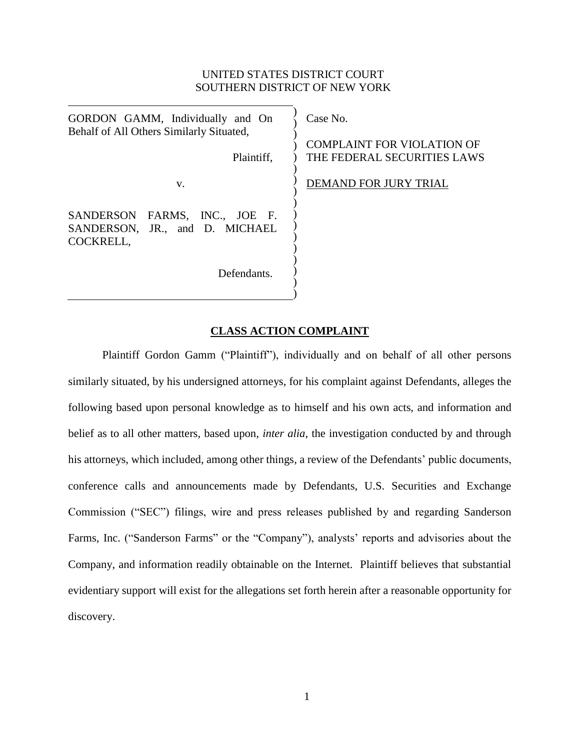UNITED STATES DISTRICT COURT
SOUTHERN DISTRICT OF NEW YORK

| | |
|---|---|
| GORDON GAMM, Individually and On Behalf of All Others Similarly Situated,<br><br>Plaintiff,<br><br>v.<br><br>SANDERSON FARMS, INC., JOE F. SANDERSON, JR., and D. MICHAEL COCKRELL,<br><br>Defendants. | Case No.<br><br>COMPLAINT FOR VIOLATION OF THE FEDERAL SECURITIES LAWS<br><br><u>DEMAND FOR JURY TRIAL</u> |

**<u>CLASS ACTION COMPLAINT</u>**

Plaintiff Gordon Gamm ("Plaintiff"), individually and on behalf of all other persons similarly situated, by his undersigned attorneys, for his complaint against Defendants, alleges the following based upon personal knowledge as to himself and his own acts, and information and belief as to all other matters, based upon, *inter alia*, the investigation conducted by and through his attorneys, which included, among other things, a review of the Defendants' public documents, conference calls and announcements made by Defendants, U.S. Securities and Exchange Commission ("SEC") filings, wire and press releases published by and regarding Sanderson Farms, Inc. ("Sanderson Farms" or the "Company"), analysts' reports and advisories about the Company, and information readily obtainable on the Internet. Plaintiff believes that substantial evidentiary support will exist for the allegations set forth herein after a reasonable opportunity for discovery.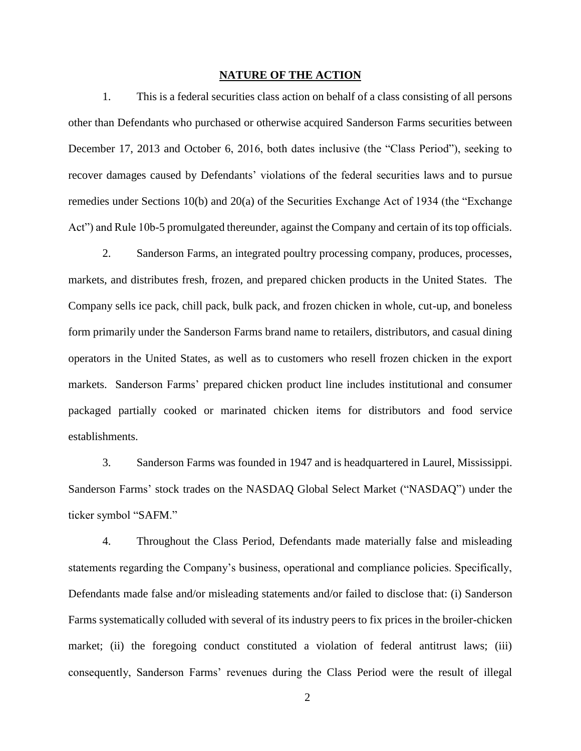## NATURE OF THE ACTION

1. This is a federal securities class action on behalf of a class consisting of all persons other than Defendants who purchased or otherwise acquired Sanderson Farms securities between December 17, 2013 and October 6, 2016, both dates inclusive (the "Class Period"), seeking to recover damages caused by Defendants' violations of the federal securities laws and to pursue remedies under Sections 10(b) and 20(a) of the Securities Exchange Act of 1934 (the "Exchange Act") and Rule 10b-5 promulgated thereunder, against the Company and certain of its top officials.

2. Sanderson Farms, an integrated poultry processing company, produces, processes, markets, and distributes fresh, frozen, and prepared chicken products in the United States. The Company sells ice pack, chill pack, bulk pack, and frozen chicken in whole, cut-up, and boneless form primarily under the Sanderson Farms brand name to retailers, distributors, and casual dining operators in the United States, as well as to customers who resell frozen chicken in the export markets. Sanderson Farms' prepared chicken product line includes institutional and consumer packaged partially cooked or marinated chicken items for distributors and food service establishments.

3. Sanderson Farms was founded in 1947 and is headquartered in Laurel, Mississippi. Sanderson Farms' stock trades on the NASDAQ Global Select Market ("NASDAQ") under the ticker symbol "SAFM."

4. Throughout the Class Period, Defendants made materially false and misleading statements regarding the Company's business, operational and compliance policies. Specifically, Defendants made false and/or misleading statements and/or failed to disclose that: (i) Sanderson Farms systematically colluded with several of its industry peers to fix prices in the broiler-chicken market; (ii) the foregoing conduct constituted a violation of federal antitrust laws; (iii) consequently, Sanderson Farms' revenues during the Class Period were the result of illegal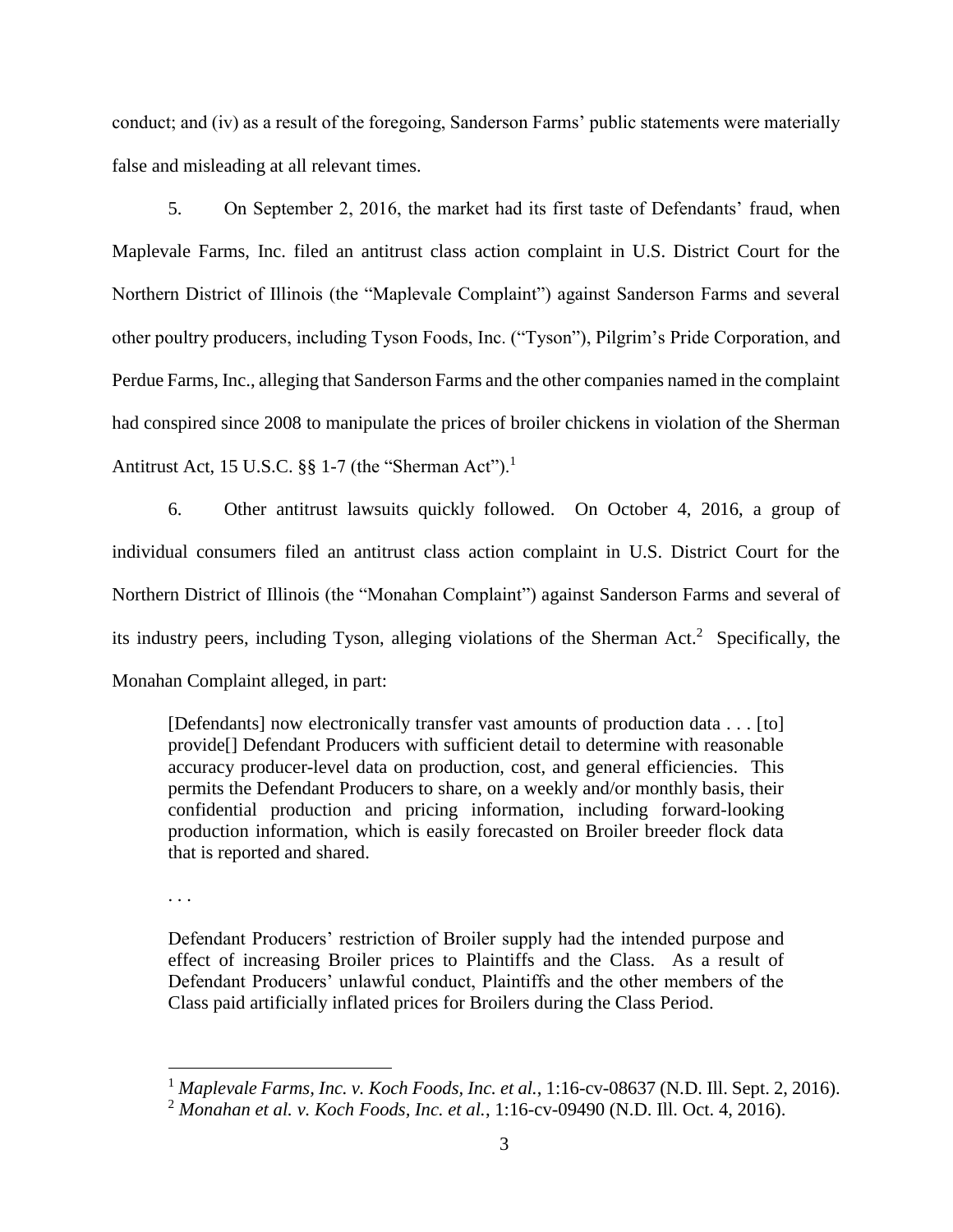conduct; and (iv) as a result of the foregoing, Sanderson Farms' public statements were materially false and misleading at all relevant times.

5. On September 2, 2016, the market had its first taste of Defendants' fraud, when Maplevale Farms, Inc. filed an antitrust class action complaint in U.S. District Court for the Northern District of Illinois (the "Maplevale Complaint") against Sanderson Farms and several other poultry producers, including Tyson Foods, Inc. ("Tyson"), Pilgrim's Pride Corporation, and Perdue Farms, Inc., alleging that Sanderson Farms and the other companies named in the complaint had conspired since 2008 to manipulate the prices of broiler chickens in violation of the Sherman Antitrust Act, 15 U.S.C. §§ 1-7 (the "Sherman Act").[1]

6. Other antitrust lawsuits quickly followed. On October 4, 2016, a group of individual consumers filed an antitrust class action complaint in U.S. District Court for the Northern District of Illinois (the "Monahan Complaint") against Sanderson Farms and several of its industry peers, including Tyson, alleging violations of the Sherman Act.[2] Specifically, the Monahan Complaint alleged, in part:

> [Defendants] now electronically transfer vast amounts of production data . . . [to] provide[] Defendant Producers with sufficient detail to determine with reasonable accuracy producer-level data on production, cost, and general efficiencies. This permits the Defendant Producers to share, on a weekly and/or monthly basis, their confidential production and pricing information, including forward-looking production information, which is easily forecasted on Broiler breeder flock data that is reported and shared.
>
> . . .
>
> Defendant Producers' restriction of Broiler supply had the intended purpose and effect of increasing Broiler prices to Plaintiffs and the Class. As a result of Defendant Producers' unlawful conduct, Plaintiffs and the other members of the Class paid artificially inflated prices for Broilers during the Class Period.

---

[1] *Maplevale Farms, Inc. v. Koch Foods, Inc. et al.*, 1:16-cv-08637 (N.D. Ill. Sept. 2, 2016).

[2] *Monahan et al. v. Koch Foods, Inc. et al.*, 1:16-cv-09490 (N.D. Ill. Oct. 4, 2016).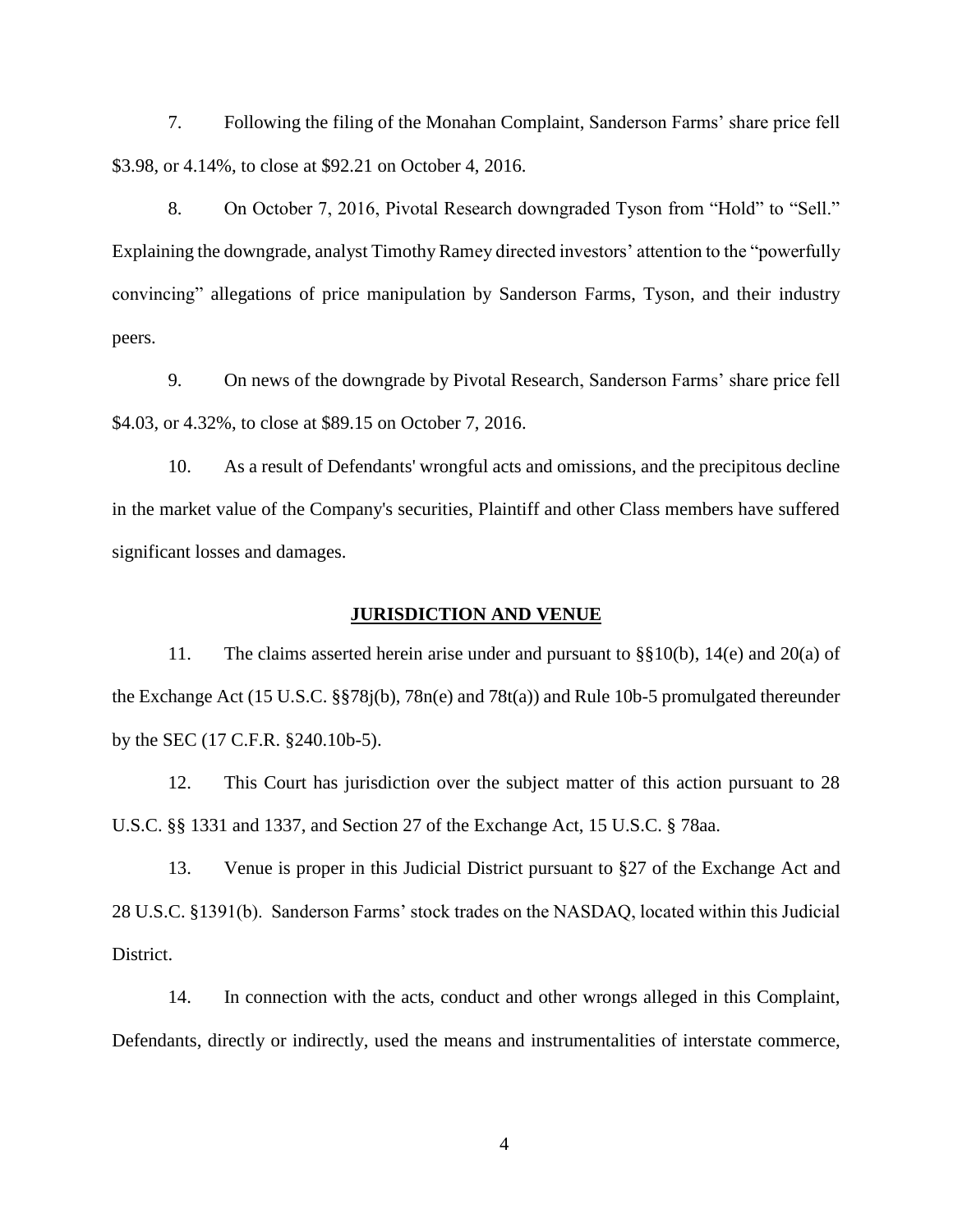7. Following the filing of the Monahan Complaint, Sanderson Farms' share price fell $3.98, or 4.14%, to close at $92.21 on October 4, 2016.

8. On October 7, 2016, Pivotal Research downgraded Tyson from "Hold" to "Sell." Explaining the downgrade, analyst Timothy Ramey directed investors' attention to the "powerfully convincing" allegations of price manipulation by Sanderson Farms, Tyson, and their industry peers.

9. On news of the downgrade by Pivotal Research, Sanderson Farms' share price fell $4.03, or 4.32%, to close at $89.15 on October 7, 2016.

10. As a result of Defendants' wrongful acts and omissions, and the precipitous decline in the market value of the Company's securities, Plaintiff and other Class members have suffered significant losses and damages.

## JURISDICTION AND VENUE

11. The claims asserted herein arise under and pursuant to §§10(b), 14(e) and 20(a) of the Exchange Act (15 U.S.C. §§78j(b), 78n(e) and 78t(a)) and Rule 10b-5 promulgated thereunder by the SEC (17 C.F.R. §240.10b-5).

12. This Court has jurisdiction over the subject matter of this action pursuant to 28 U.S.C. §§ 1331 and 1337, and Section 27 of the Exchange Act, 15 U.S.C. § 78aa.

13. Venue is proper in this Judicial District pursuant to §27 of the Exchange Act and 28 U.S.C. §1391(b). Sanderson Farms' stock trades on the NASDAQ, located within this Judicial District.

14. In connection with the acts, conduct and other wrongs alleged in this Complaint, Defendants, directly or indirectly, used the means and instrumentalities of interstate commerce,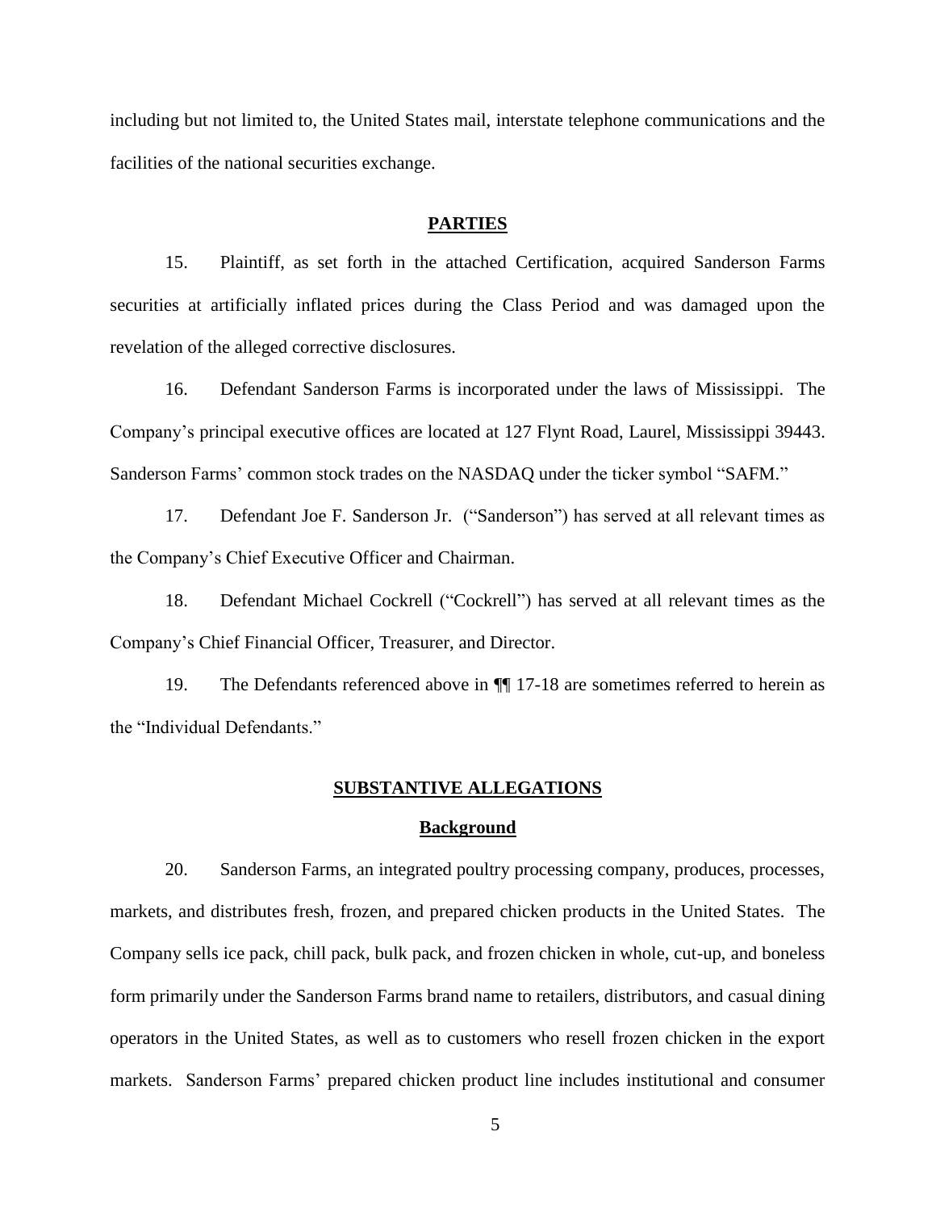including but not limited to, the United States mail, interstate telephone communications and the facilities of the national securities exchange.

## PARTIES

15. Plaintiff, as set forth in the attached Certification, acquired Sanderson Farms securities at artificially inflated prices during the Class Period and was damaged upon the revelation of the alleged corrective disclosures.

16. Defendant Sanderson Farms is incorporated under the laws of Mississippi. The Company's principal executive offices are located at 127 Flynt Road, Laurel, Mississippi 39443. Sanderson Farms' common stock trades on the NASDAQ under the ticker symbol "SAFM."

17. Defendant Joe F. Sanderson Jr. ("Sanderson") has served at all relevant times as the Company's Chief Executive Officer and Chairman.

18. Defendant Michael Cockrell ("Cockrell") has served at all relevant times as the Company's Chief Financial Officer, Treasurer, and Director.

19. The Defendants referenced above in ¶¶ 17-18 are sometimes referred to herein as the "Individual Defendants."

## SUBSTANTIVE ALLEGATIONS

### Background

20. Sanderson Farms, an integrated poultry processing company, produces, processes, markets, and distributes fresh, frozen, and prepared chicken products in the United States. The Company sells ice pack, chill pack, bulk pack, and frozen chicken in whole, cut-up, and boneless form primarily under the Sanderson Farms brand name to retailers, distributors, and casual dining operators in the United States, as well as to customers who resell frozen chicken in the export markets. Sanderson Farms' prepared chicken product line includes institutional and consumer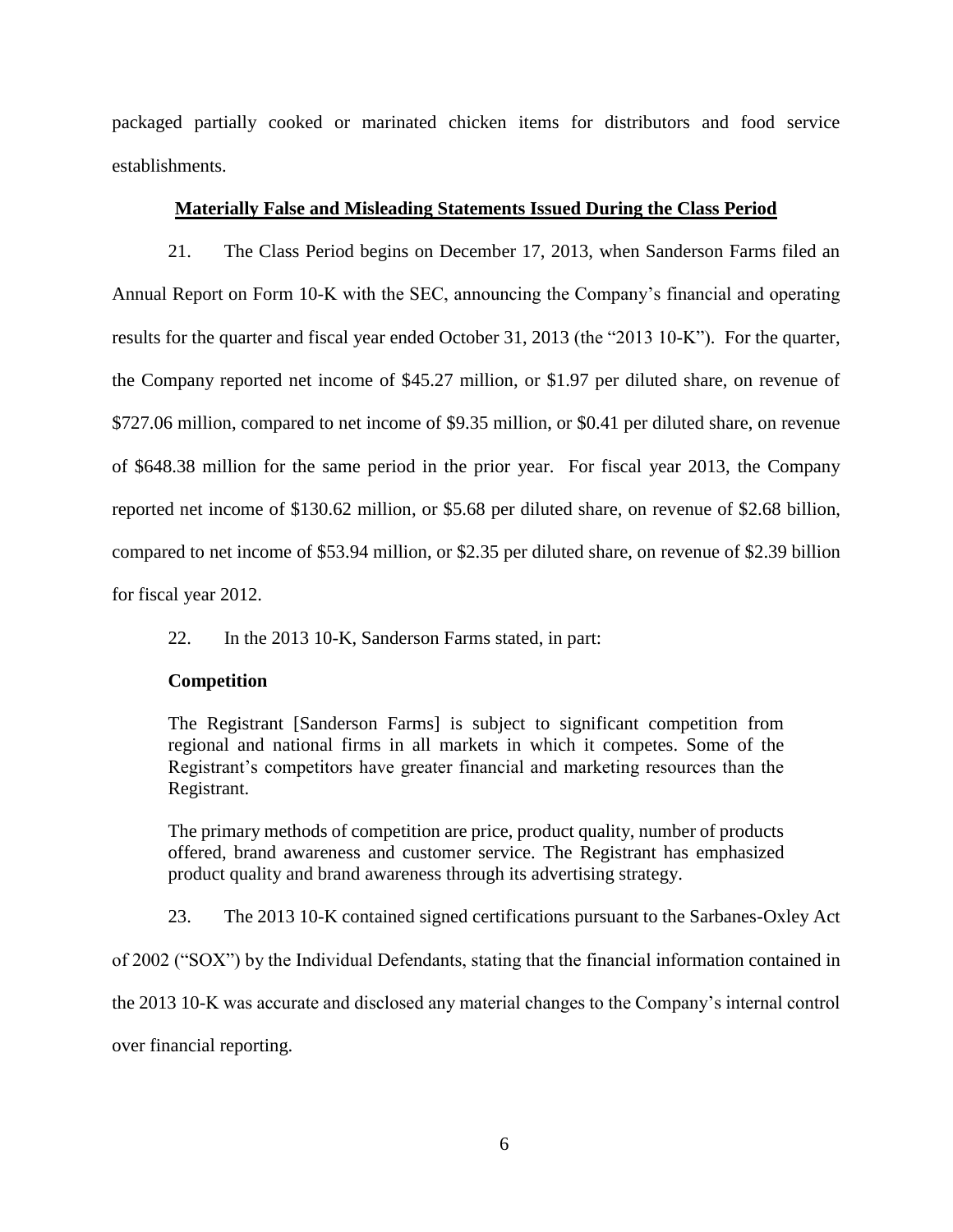packaged partially cooked or marinated chicken items for distributors and food service establishments.

## Materially False and Misleading Statements Issued During the Class Period

21. The Class Period begins on December 17, 2013, when Sanderson Farms filed an Annual Report on Form 10-K with the SEC, announcing the Company's financial and operating results for the quarter and fiscal year ended October 31, 2013 (the "2013 10-K"). For the quarter, the Company reported net income of $45.27 million, or $1.97 per diluted share, on revenue of $727.06 million, compared to net income of $9.35 million, or $0.41 per diluted share, on revenue of $648.38 million for the same period in the prior year. For fiscal year 2013, the Company reported net income of $130.62 million, or $5.68 per diluted share, on revenue of $2.68 billion, compared to net income of $53.94 million, or $2.35 per diluted share, on revenue of $2.39 billion for fiscal year 2012.

22. In the 2013 10-K, Sanderson Farms stated, in part:

> **Competition**
>
> The Registrant [Sanderson Farms] is subject to significant competition from regional and national firms in all markets in which it competes. Some of the Registrant's competitors have greater financial and marketing resources than the Registrant.
>
> The primary methods of competition are price, product quality, number of products offered, brand awareness and customer service. The Registrant has emphasized product quality and brand awareness through its advertising strategy.

23. The 2013 10-K contained signed certifications pursuant to the Sarbanes-Oxley Act of 2002 ("SOX") by the Individual Defendants, stating that the financial information contained in the 2013 10-K was accurate and disclosed any material changes to the Company's internal control over financial reporting.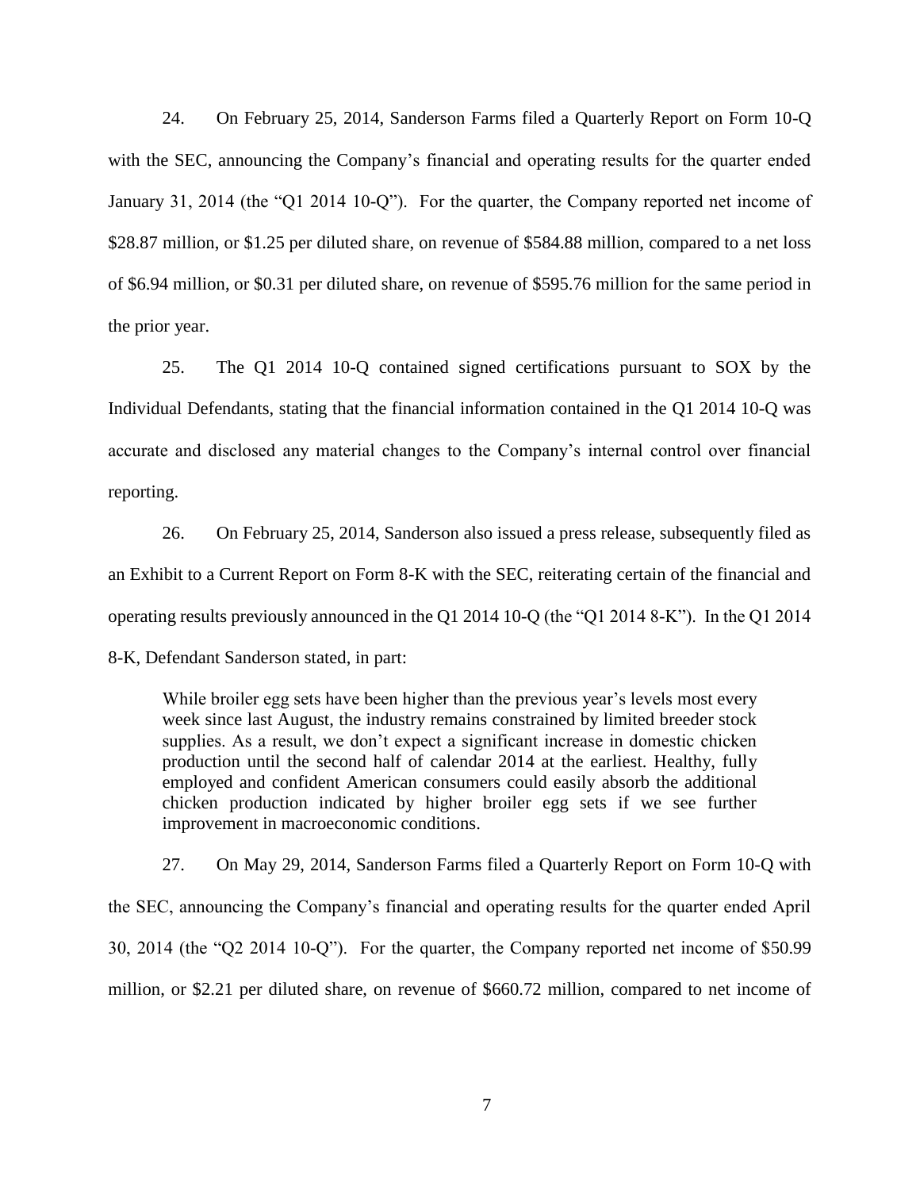24. On February 25, 2014, Sanderson Farms filed a Quarterly Report on Form 10-Q with the SEC, announcing the Company's financial and operating results for the quarter ended January 31, 2014 (the "Q1 2014 10-Q"). For the quarter, the Company reported net income of $28.87 million, or $1.25 per diluted share, on revenue of $584.88 million, compared to a net loss of $6.94 million, or $0.31 per diluted share, on revenue of $595.76 million for the same period in the prior year.

25. The Q1 2014 10-Q contained signed certifications pursuant to SOX by the Individual Defendants, stating that the financial information contained in the Q1 2014 10-Q was accurate and disclosed any material changes to the Company's internal control over financial reporting.

26. On February 25, 2014, Sanderson also issued a press release, subsequently filed as an Exhibit to a Current Report on Form 8-K with the SEC, reiterating certain of the financial and operating results previously announced in the Q1 2014 10-Q (the "Q1 2014 8-K"). In the Q1 2014 8-K, Defendant Sanderson stated, in part:

> While broiler egg sets have been higher than the previous year's levels most every week since last August, the industry remains constrained by limited breeder stock supplies. As a result, we don't expect a significant increase in domestic chicken production until the second half of calendar 2014 at the earliest. Healthy, fully employed and confident American consumers could easily absorb the additional chicken production indicated by higher broiler egg sets if we see further improvement in macroeconomic conditions.

27. On May 29, 2014, Sanderson Farms filed a Quarterly Report on Form 10-Q with the SEC, announcing the Company's financial and operating results for the quarter ended April 30, 2014 (the "Q2 2014 10-Q"). For the quarter, the Company reported net income of $50.99 million, or $2.21 per diluted share, on revenue of $660.72 million, compared to net income of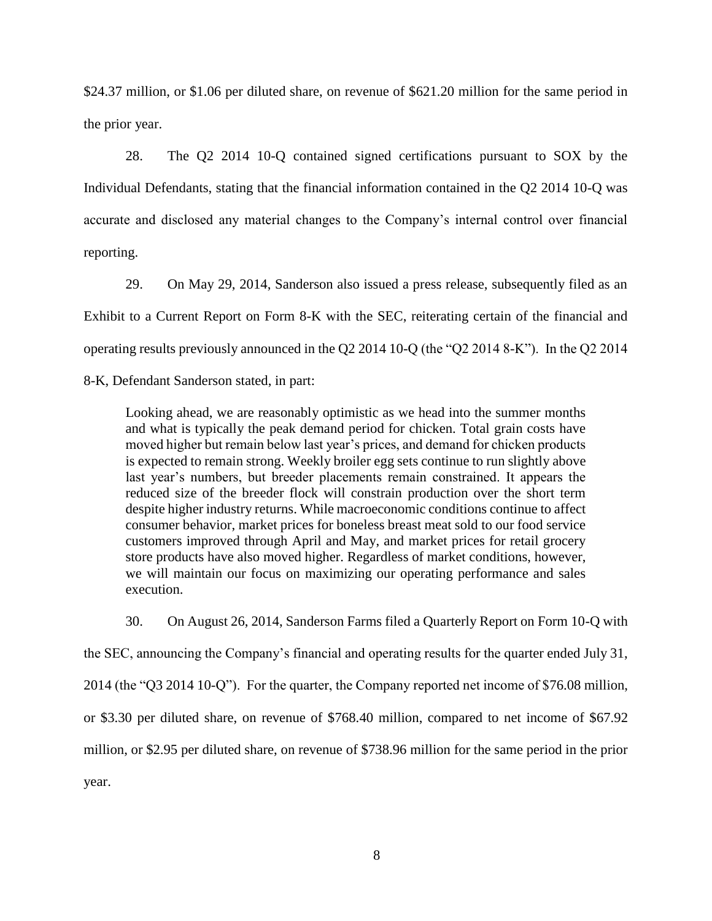$24.37 million, or $1.06 per diluted share, on revenue of $621.20 million for the same period in the prior year.

28. The Q2 2014 10-Q contained signed certifications pursuant to SOX by the Individual Defendants, stating that the financial information contained in the Q2 2014 10-Q was accurate and disclosed any material changes to the Company's internal control over financial reporting.

29. On May 29, 2014, Sanderson also issued a press release, subsequently filed as an Exhibit to a Current Report on Form 8-K with the SEC, reiterating certain of the financial and operating results previously announced in the Q2 2014 10-Q (the "Q2 2014 8-K"). In the Q2 2014 8-K, Defendant Sanderson stated, in part:

> Looking ahead, we are reasonably optimistic as we head into the summer months and what is typically the peak demand period for chicken. Total grain costs have moved higher but remain below last year's prices, and demand for chicken products is expected to remain strong. Weekly broiler egg sets continue to run slightly above last year's numbers, but breeder placements remain constrained. It appears the reduced size of the breeder flock will constrain production over the short term despite higher industry returns. While macroeconomic conditions continue to affect consumer behavior, market prices for boneless breast meat sold to our food service customers improved through April and May, and market prices for retail grocery store products have also moved higher. Regardless of market conditions, however, we will maintain our focus on maximizing our operating performance and sales execution.

30. On August 26, 2014, Sanderson Farms filed a Quarterly Report on Form 10-Q with the SEC, announcing the Company's financial and operating results for the quarter ended July 31, 2014 (the "Q3 2014 10-Q"). For the quarter, the Company reported net income of $76.08 million, or $3.30 per diluted share, on revenue of $768.40 million, compared to net income of $67.92 million, or $2.95 per diluted share, on revenue of $738.96 million for the same period in the prior year.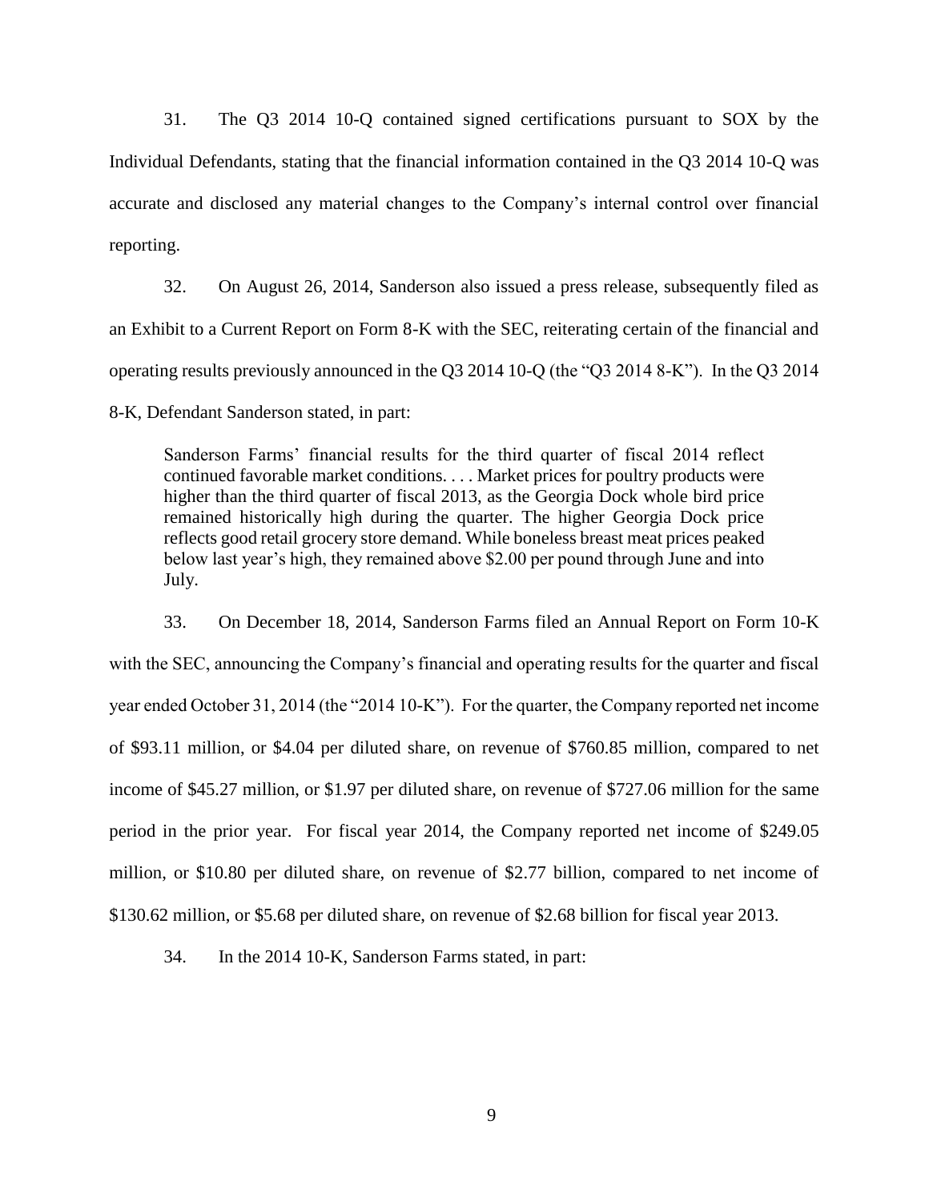31. The Q3 2014 10-Q contained signed certifications pursuant to SOX by the Individual Defendants, stating that the financial information contained in the Q3 2014 10-Q was accurate and disclosed any material changes to the Company's internal control over financial reporting.

32. On August 26, 2014, Sanderson also issued a press release, subsequently filed as an Exhibit to a Current Report on Form 8-K with the SEC, reiterating certain of the financial and operating results previously announced in the Q3 2014 10-Q (the "Q3 2014 8-K"). In the Q3 2014 8-K, Defendant Sanderson stated, in part:

> Sanderson Farms' financial results for the third quarter of fiscal 2014 reflect continued favorable market conditions. . . . Market prices for poultry products were higher than the third quarter of fiscal 2013, as the Georgia Dock whole bird price remained historically high during the quarter. The higher Georgia Dock price reflects good retail grocery store demand. While boneless breast meat prices peaked below last year's high, they remained above $2.00 per pound through June and into July.

33. On December 18, 2014, Sanderson Farms filed an Annual Report on Form 10-K with the SEC, announcing the Company's financial and operating results for the quarter and fiscal year ended October 31, 2014 (the "2014 10-K"). For the quarter, the Company reported net income of $93.11 million, or $4.04 per diluted share, on revenue of $760.85 million, compared to net income of $45.27 million, or $1.97 per diluted share, on revenue of $727.06 million for the same period in the prior year. For fiscal year 2014, the Company reported net income of $249.05 million, or $10.80 per diluted share, on revenue of $2.77 billion, compared to net income of $130.62 million, or $5.68 per diluted share, on revenue of $2.68 billion for fiscal year 2013.

34. In the 2014 10-K, Sanderson Farms stated, in part: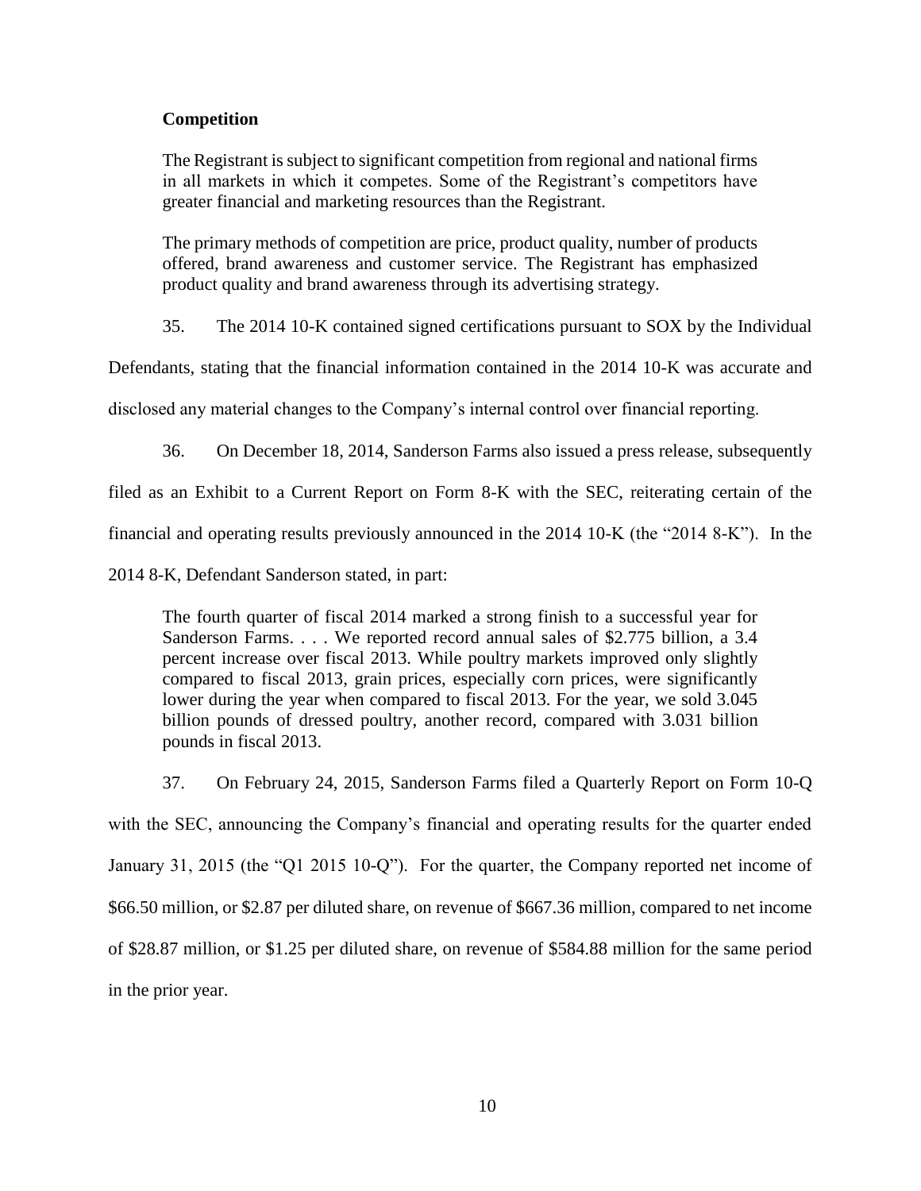**Competition**

> The Registrant is subject to significant competition from regional and national firms in all markets in which it competes. Some of the Registrant's competitors have greater financial and marketing resources than the Registrant.
>
> The primary methods of competition are price, product quality, number of products offered, brand awareness and customer service. The Registrant has emphasized product quality and brand awareness through its advertising strategy.

35. The 2014 10-K contained signed certifications pursuant to SOX by the Individual Defendants, stating that the financial information contained in the 2014 10-K was accurate and disclosed any material changes to the Company's internal control over financial reporting.

36. On December 18, 2014, Sanderson Farms also issued a press release, subsequently filed as an Exhibit to a Current Report on Form 8-K with the SEC, reiterating certain of the financial and operating results previously announced in the 2014 10-K (the "2014 8-K"). In the 2014 8-K, Defendant Sanderson stated, in part:

> The fourth quarter of fiscal 2014 marked a strong finish to a successful year for Sanderson Farms. . . . We reported record annual sales of $2.775 billion, a 3.4 percent increase over fiscal 2013. While poultry markets improved only slightly compared to fiscal 2013, grain prices, especially corn prices, were significantly lower during the year when compared to fiscal 2013. For the year, we sold 3.045 billion pounds of dressed poultry, another record, compared with 3.031 billion pounds in fiscal 2013.

37. On February 24, 2015, Sanderson Farms filed a Quarterly Report on Form 10-Q with the SEC, announcing the Company's financial and operating results for the quarter ended January 31, 2015 (the "Q1 2015 10-Q"). For the quarter, the Company reported net income of $66.50 million, or $2.87 per diluted share, on revenue of $667.36 million, compared to net income of $28.87 million, or $1.25 per diluted share, on revenue of $584.88 million for the same period in the prior year.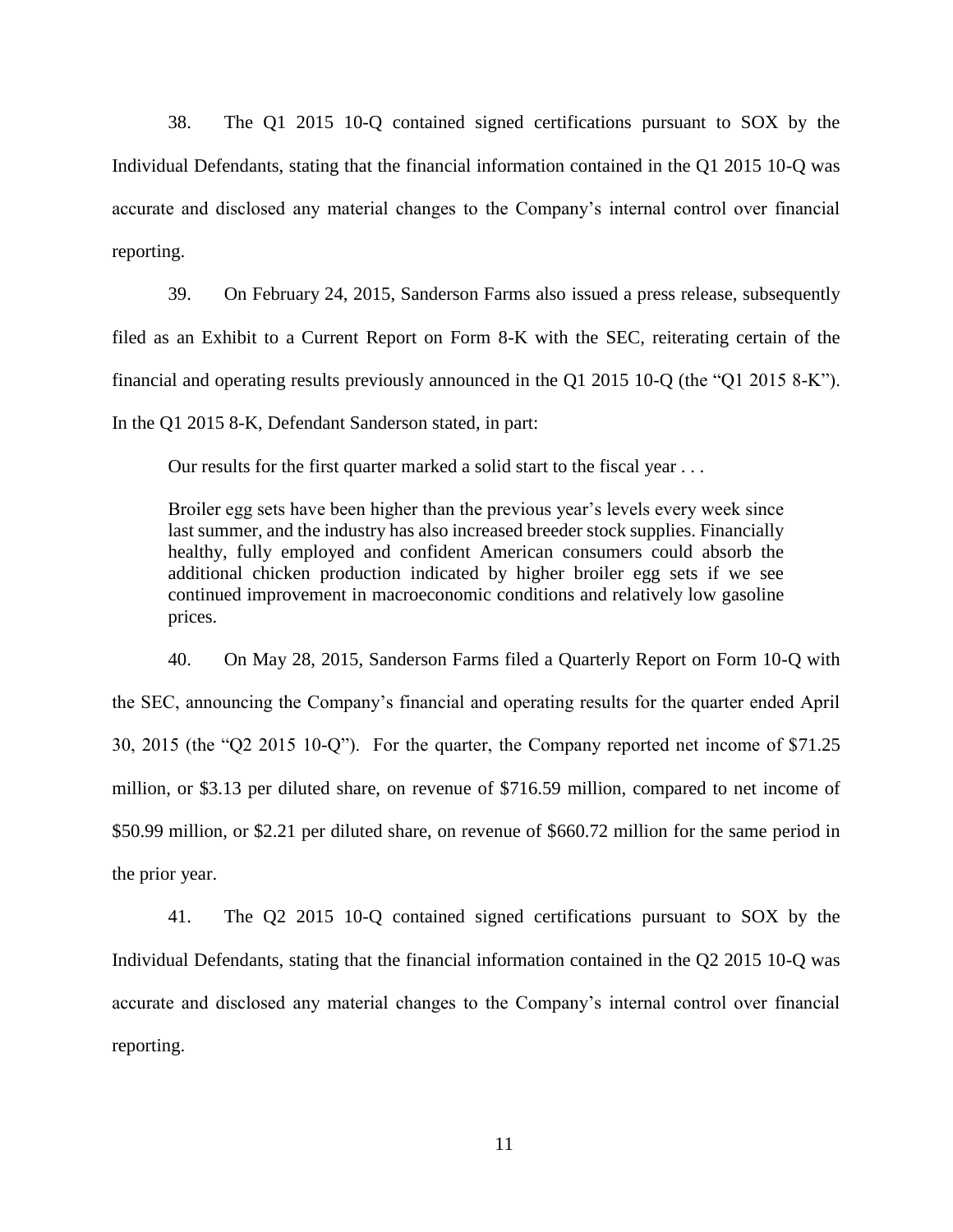38. The Q1 2015 10-Q contained signed certifications pursuant to SOX by the Individual Defendants, stating that the financial information contained in the Q1 2015 10-Q was accurate and disclosed any material changes to the Company's internal control over financial reporting.

39. On February 24, 2015, Sanderson Farms also issued a press release, subsequently filed as an Exhibit to a Current Report on Form 8-K with the SEC, reiterating certain of the financial and operating results previously announced in the Q1 2015 10-Q (the "Q1 2015 8-K"). In the Q1 2015 8-K, Defendant Sanderson stated, in part:

> Our results for the first quarter marked a solid start to the fiscal year . . .
>
> Broiler egg sets have been higher than the previous year's levels every week since last summer, and the industry has also increased breeder stock supplies. Financially healthy, fully employed and confident American consumers could absorb the additional chicken production indicated by higher broiler egg sets if we see continued improvement in macroeconomic conditions and relatively low gasoline prices.

40. On May 28, 2015, Sanderson Farms filed a Quarterly Report on Form 10-Q with the SEC, announcing the Company's financial and operating results for the quarter ended April 30, 2015 (the "Q2 2015 10-Q"). For the quarter, the Company reported net income of $71.25 million, or $3.13 per diluted share, on revenue of $716.59 million, compared to net income of $50.99 million, or $2.21 per diluted share, on revenue of $660.72 million for the same period in the prior year.

41. The Q2 2015 10-Q contained signed certifications pursuant to SOX by the Individual Defendants, stating that the financial information contained in the Q2 2015 10-Q was accurate and disclosed any material changes to the Company's internal control over financial reporting.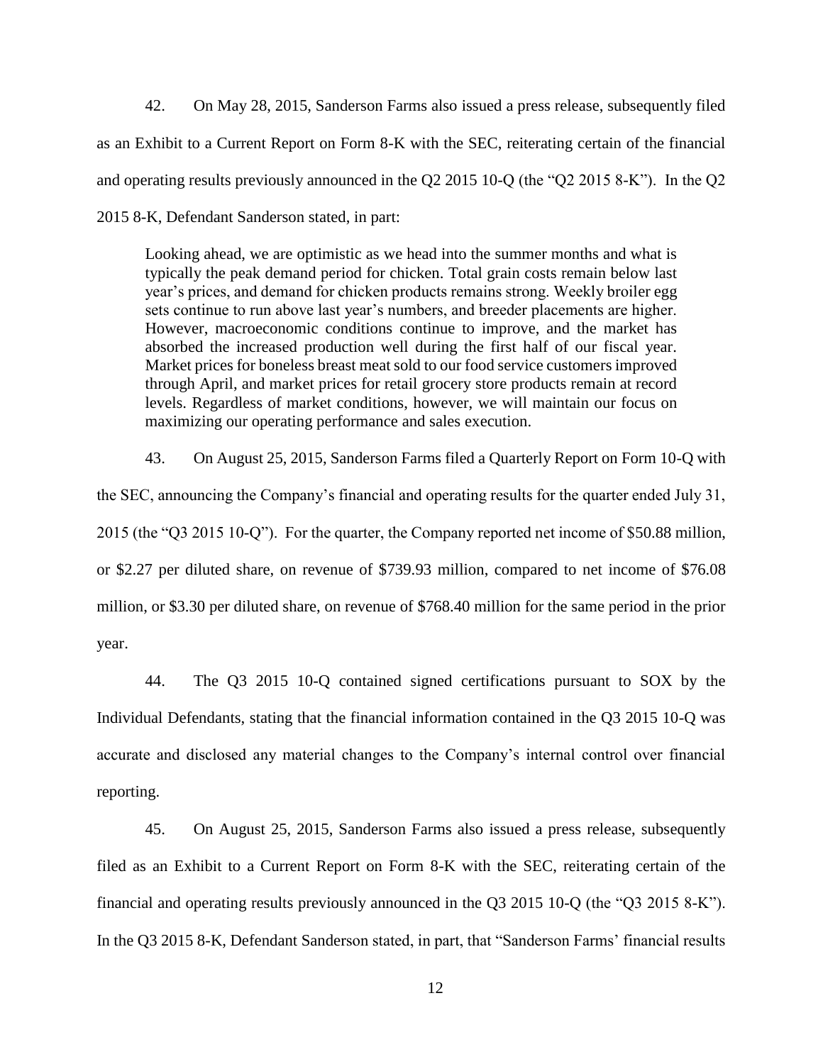42. On May 28, 2015, Sanderson Farms also issued a press release, subsequently filed as an Exhibit to a Current Report on Form 8-K with the SEC, reiterating certain of the financial and operating results previously announced in the Q2 2015 10-Q (the "Q2 2015 8-K"). In the Q2 2015 8-K, Defendant Sanderson stated, in part:

> Looking ahead, we are optimistic as we head into the summer months and what is typically the peak demand period for chicken. Total grain costs remain below last year's prices, and demand for chicken products remains strong. Weekly broiler egg sets continue to run above last year's numbers, and breeder placements are higher. However, macroeconomic conditions continue to improve, and the market has absorbed the increased production well during the first half of our fiscal year. Market prices for boneless breast meat sold to our food service customers improved through April, and market prices for retail grocery store products remain at record levels. Regardless of market conditions, however, we will maintain our focus on maximizing our operating performance and sales execution.

43. On August 25, 2015, Sanderson Farms filed a Quarterly Report on Form 10-Q with the SEC, announcing the Company's financial and operating results for the quarter ended July 31, 2015 (the "Q3 2015 10-Q"). For the quarter, the Company reported net income of $50.88 million, or $2.27 per diluted share, on revenue of $739.93 million, compared to net income of $76.08 million, or $3.30 per diluted share, on revenue of $768.40 million for the same period in the prior year.

44. The Q3 2015 10-Q contained signed certifications pursuant to SOX by the Individual Defendants, stating that the financial information contained in the Q3 2015 10-Q was accurate and disclosed any material changes to the Company's internal control over financial reporting.

45. On August 25, 2015, Sanderson Farms also issued a press release, subsequently filed as an Exhibit to a Current Report on Form 8-K with the SEC, reiterating certain of the financial and operating results previously announced in the Q3 2015 10-Q (the "Q3 2015 8-K"). In the Q3 2015 8-K, Defendant Sanderson stated, in part, that "Sanderson Farms' financial results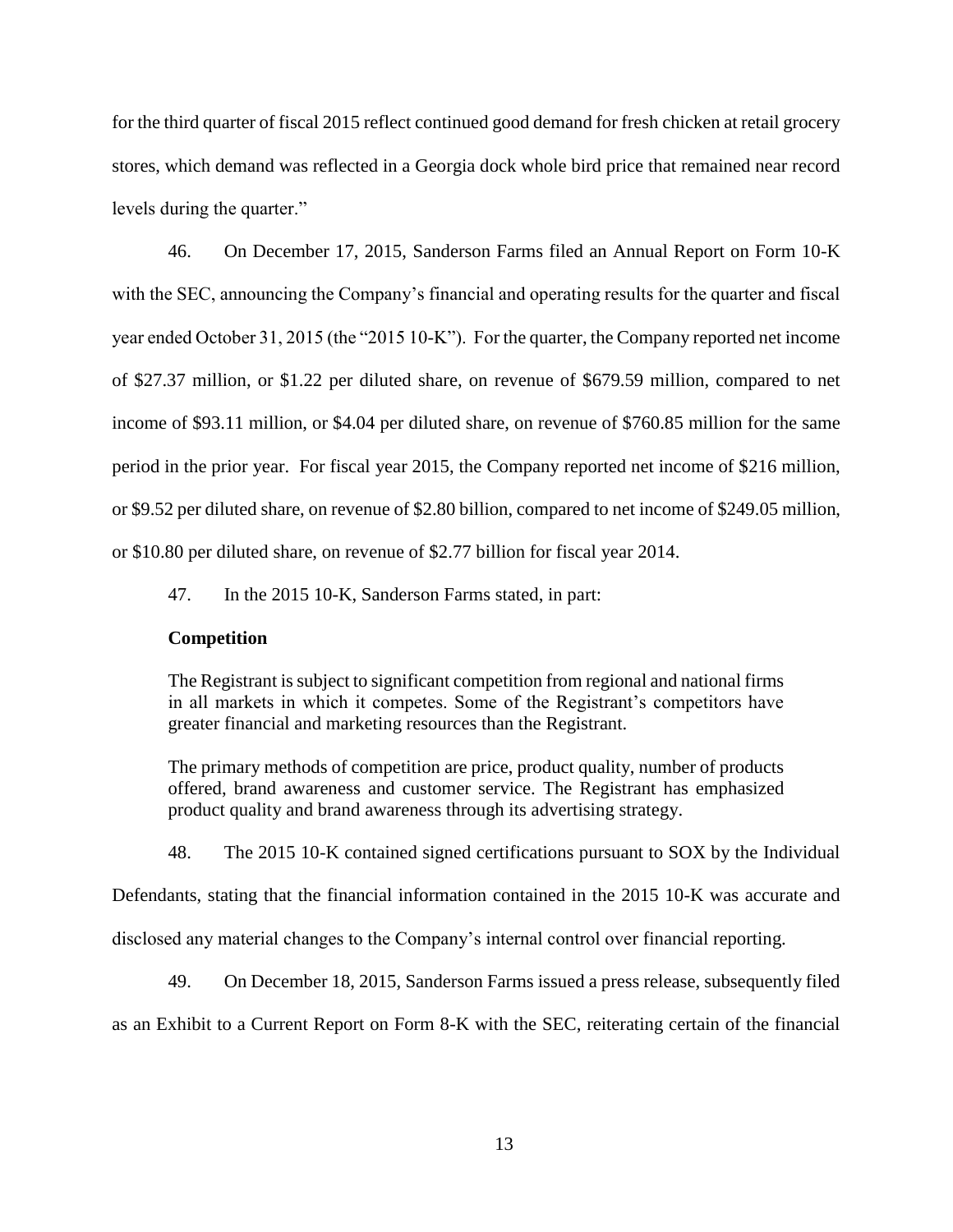for the third quarter of fiscal 2015 reflect continued good demand for fresh chicken at retail grocery stores, which demand was reflected in a Georgia dock whole bird price that remained near record levels during the quarter."

46. On December 17, 2015, Sanderson Farms filed an Annual Report on Form 10-K with the SEC, announcing the Company's financial and operating results for the quarter and fiscal year ended October 31, 2015 (the "2015 10-K"). For the quarter, the Company reported net income of $27.37 million, or $1.22 per diluted share, on revenue of $679.59 million, compared to net income of $93.11 million, or $4.04 per diluted share, on revenue of $760.85 million for the same period in the prior year. For fiscal year 2015, the Company reported net income of $216 million, or $9.52 per diluted share, on revenue of $2.80 billion, compared to net income of $249.05 million, or $10.80 per diluted share, on revenue of $2.77 billion for fiscal year 2014.

47. In the 2015 10-K, Sanderson Farms stated, in part:

> **Competition**
>
> The Registrant is subject to significant competition from regional and national firms in all markets in which it competes. Some of the Registrant's competitors have greater financial and marketing resources than the Registrant.
>
> The primary methods of competition are price, product quality, number of products offered, brand awareness and customer service. The Registrant has emphasized product quality and brand awareness through its advertising strategy.

48. The 2015 10-K contained signed certifications pursuant to SOX by the Individual Defendants, stating that the financial information contained in the 2015 10-K was accurate and disclosed any material changes to the Company's internal control over financial reporting.

49. On December 18, 2015, Sanderson Farms issued a press release, subsequently filed as an Exhibit to a Current Report on Form 8-K with the SEC, reiterating certain of the financial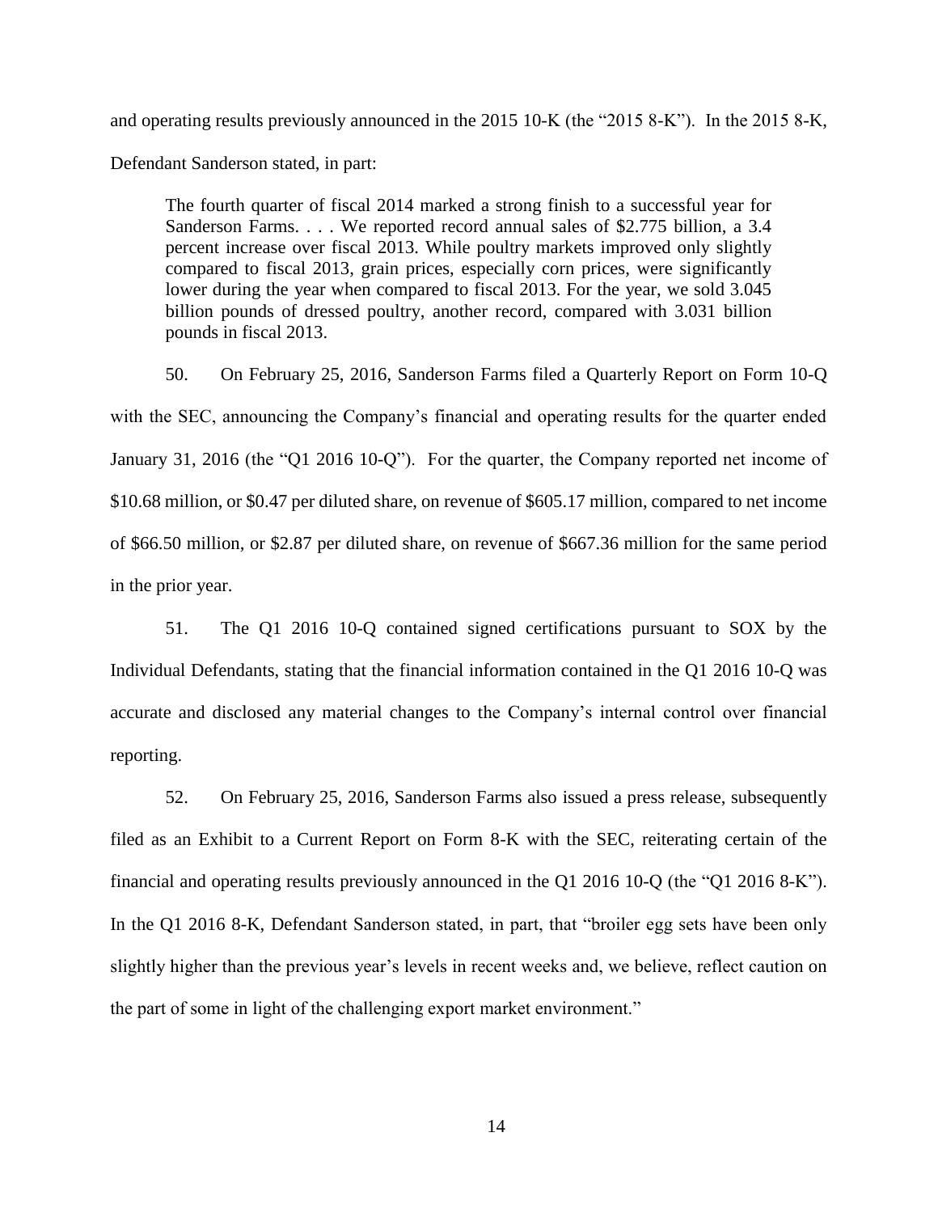and operating results previously announced in the 2015 10-K (the "2015 8-K"). In the 2015 8-K, Defendant Sanderson stated, in part:

> The fourth quarter of fiscal 2014 marked a strong finish to a successful year for Sanderson Farms. . . . We reported record annual sales of $2.775 billion, a 3.4 percent increase over fiscal 2013. While poultry markets improved only slightly compared to fiscal 2013, grain prices, especially corn prices, were significantly lower during the year when compared to fiscal 2013. For the year, we sold 3.045 billion pounds of dressed poultry, another record, compared with 3.031 billion pounds in fiscal 2013.

50. On February 25, 2016, Sanderson Farms filed a Quarterly Report on Form 10-Q with the SEC, announcing the Company's financial and operating results for the quarter ended January 31, 2016 (the "Q1 2016 10-Q"). For the quarter, the Company reported net income of $10.68 million, or $0.47 per diluted share, on revenue of $605.17 million, compared to net income of $66.50 million, or $2.87 per diluted share, on revenue of $667.36 million for the same period in the prior year.

51. The Q1 2016 10-Q contained signed certifications pursuant to SOX by the Individual Defendants, stating that the financial information contained in the Q1 2016 10-Q was accurate and disclosed any material changes to the Company's internal control over financial reporting.

52. On February 25, 2016, Sanderson Farms also issued a press release, subsequently filed as an Exhibit to a Current Report on Form 8-K with the SEC, reiterating certain of the financial and operating results previously announced in the Q1 2016 10-Q (the "Q1 2016 8-K"). In the Q1 2016 8-K, Defendant Sanderson stated, in part, that "broiler egg sets have been only slightly higher than the previous year's levels in recent weeks and, we believe, reflect caution on the part of some in light of the challenging export market environment."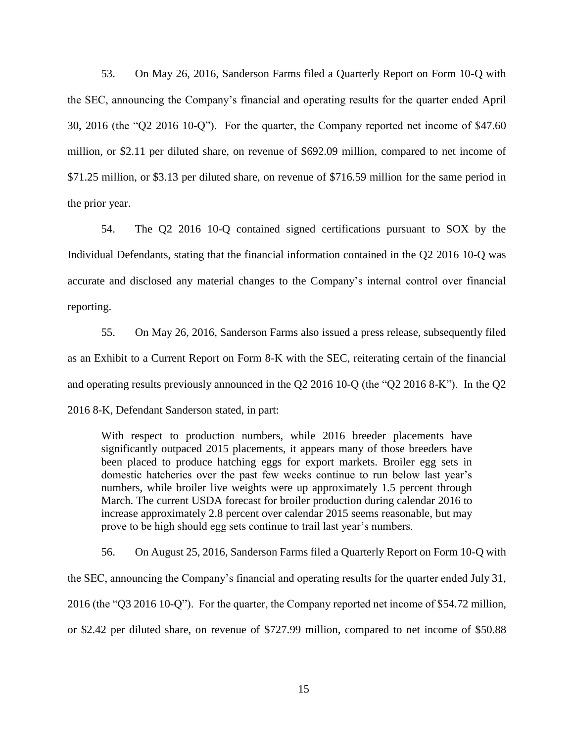53. On May 26, 2016, Sanderson Farms filed a Quarterly Report on Form 10-Q with the SEC, announcing the Company's financial and operating results for the quarter ended April 30, 2016 (the "Q2 2016 10-Q"). For the quarter, the Company reported net income of $47.60 million, or $2.11 per diluted share, on revenue of $692.09 million, compared to net income of $71.25 million, or $3.13 per diluted share, on revenue of $716.59 million for the same period in the prior year.

54. The Q2 2016 10-Q contained signed certifications pursuant to SOX by the Individual Defendants, stating that the financial information contained in the Q2 2016 10-Q was accurate and disclosed any material changes to the Company's internal control over financial reporting.

55. On May 26, 2016, Sanderson Farms also issued a press release, subsequently filed as an Exhibit to a Current Report on Form 8-K with the SEC, reiterating certain of the financial and operating results previously announced in the Q2 2016 10-Q (the "Q2 2016 8-K"). In the Q2 2016 8-K, Defendant Sanderson stated, in part:

> With respect to production numbers, while 2016 breeder placements have significantly outpaced 2015 placements, it appears many of those breeders have been placed to produce hatching eggs for export markets. Broiler egg sets in domestic hatcheries over the past few weeks continue to run below last year's numbers, while broiler live weights were up approximately 1.5 percent through March. The current USDA forecast for broiler production during calendar 2016 to increase approximately 2.8 percent over calendar 2015 seems reasonable, but may prove to be high should egg sets continue to trail last year's numbers.

56. On August 25, 2016, Sanderson Farms filed a Quarterly Report on Form 10-Q with the SEC, announcing the Company's financial and operating results for the quarter ended July 31, 2016 (the "Q3 2016 10-Q"). For the quarter, the Company reported net income of $54.72 million, or $2.42 per diluted share, on revenue of $727.99 million, compared to net income of $50.88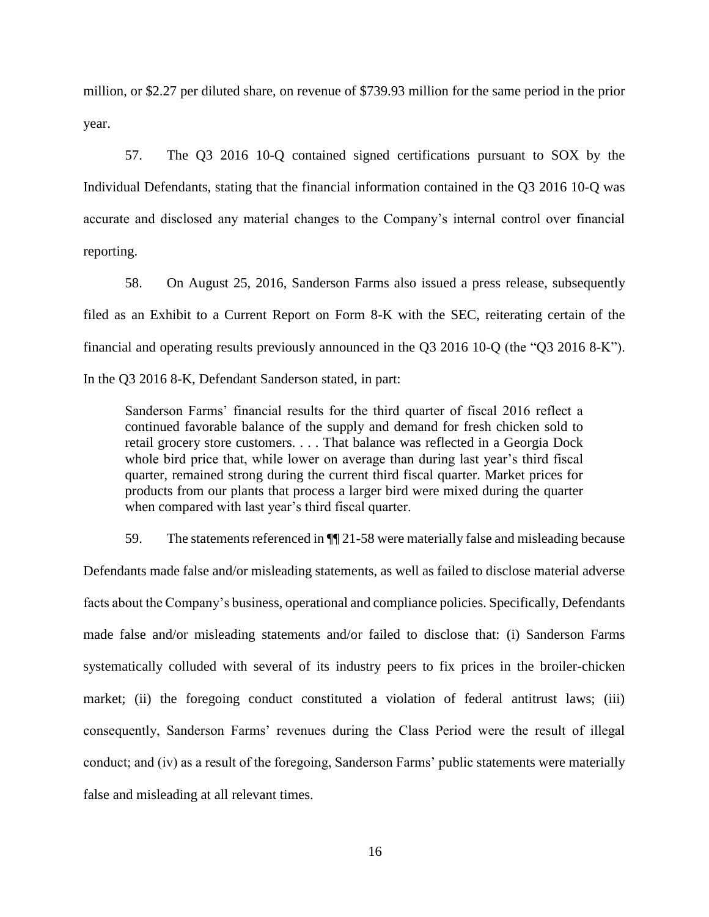million, or $2.27 per diluted share, on revenue of $739.93 million for the same period in the prior year.

57. The Q3 2016 10-Q contained signed certifications pursuant to SOX by the Individual Defendants, stating that the financial information contained in the Q3 2016 10-Q was accurate and disclosed any material changes to the Company's internal control over financial reporting.

58. On August 25, 2016, Sanderson Farms also issued a press release, subsequently filed as an Exhibit to a Current Report on Form 8-K with the SEC, reiterating certain of the financial and operating results previously announced in the Q3 2016 10-Q (the "Q3 2016 8-K"). In the Q3 2016 8-K, Defendant Sanderson stated, in part:

> Sanderson Farms' financial results for the third quarter of fiscal 2016 reflect a continued favorable balance of the supply and demand for fresh chicken sold to retail grocery store customers. . . . That balance was reflected in a Georgia Dock whole bird price that, while lower on average than during last year's third fiscal quarter, remained strong during the current third fiscal quarter. Market prices for products from our plants that process a larger bird were mixed during the quarter when compared with last year's third fiscal quarter.

59. The statements referenced in ¶¶ 21-58 were materially false and misleading because Defendants made false and/or misleading statements, as well as failed to disclose material adverse facts about the Company's business, operational and compliance policies. Specifically, Defendants made false and/or misleading statements and/or failed to disclose that: (i) Sanderson Farms systematically colluded with several of its industry peers to fix prices in the broiler-chicken market; (ii) the foregoing conduct constituted a violation of federal antitrust laws; (iii) consequently, Sanderson Farms' revenues during the Class Period were the result of illegal conduct; and (iv) as a result of the foregoing, Sanderson Farms' public statements were materially false and misleading at all relevant times.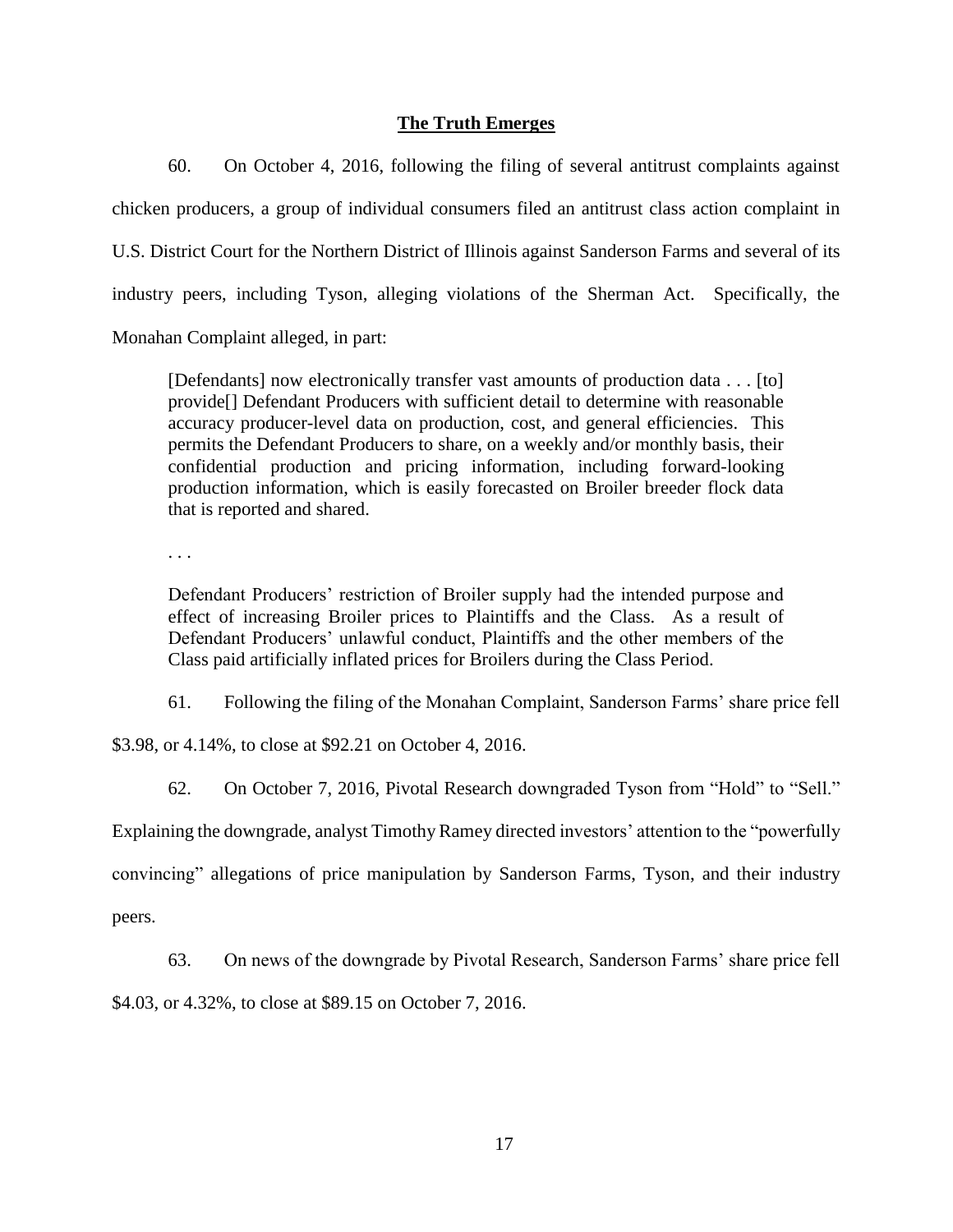## The Truth Emerges

60. On October 4, 2016, following the filing of several antitrust complaints against chicken producers, a group of individual consumers filed an antitrust class action complaint in U.S. District Court for the Northern District of Illinois against Sanderson Farms and several of its industry peers, including Tyson, alleging violations of the Sherman Act. Specifically, the Monahan Complaint alleged, in part:

> [Defendants] now electronically transfer vast amounts of production data . . . [to] provide[] Defendant Producers with sufficient detail to determine with reasonable accuracy producer-level data on production, cost, and general efficiencies. This permits the Defendant Producers to share, on a weekly and/or monthly basis, their confidential production and pricing information, including forward-looking production information, which is easily forecasted on Broiler breeder flock data that is reported and shared.
>
> . . .
>
> Defendant Producers' restriction of Broiler supply had the intended purpose and effect of increasing Broiler prices to Plaintiffs and the Class. As a result of Defendant Producers' unlawful conduct, Plaintiffs and the other members of the Class paid artificially inflated prices for Broilers during the Class Period.

61. Following the filing of the Monahan Complaint, Sanderson Farms' share price fell $3.98, or 4.14%, to close at $92.21 on October 4, 2016.

62. On October 7, 2016, Pivotal Research downgraded Tyson from "Hold" to "Sell." Explaining the downgrade, analyst Timothy Ramey directed investors' attention to the "powerfully convincing" allegations of price manipulation by Sanderson Farms, Tyson, and their industry peers.

63. On news of the downgrade by Pivotal Research, Sanderson Farms' share price fell $4.03, or 4.32%, to close at $89.15 on October 7, 2016.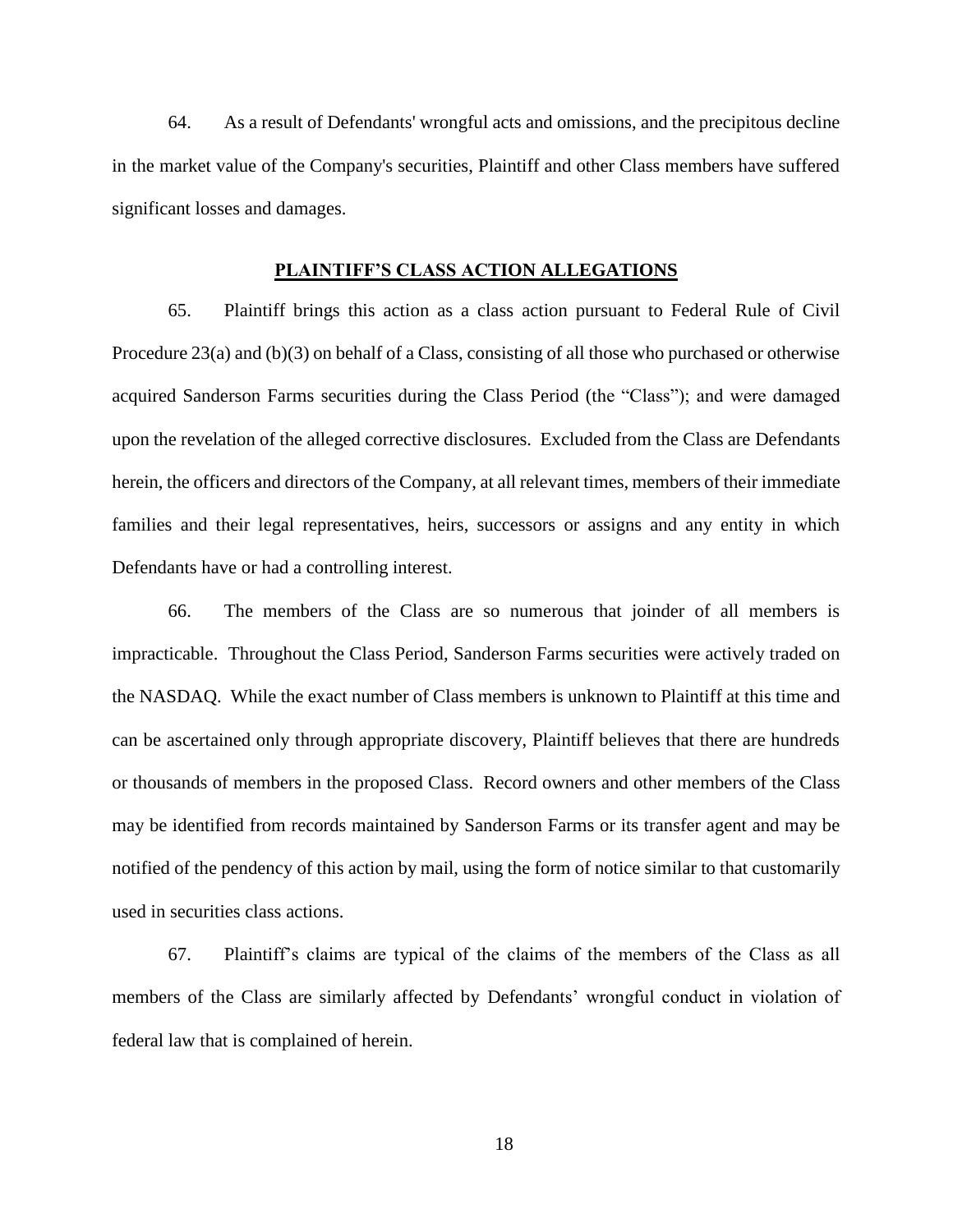64. As a result of Defendants' wrongful acts and omissions, and the precipitous decline in the market value of the Company's securities, Plaintiff and other Class members have suffered significant losses and damages.

## PLAINTIFF'S CLASS ACTION ALLEGATIONS

65. Plaintiff brings this action as a class action pursuant to Federal Rule of Civil Procedure 23(a) and (b)(3) on behalf of a Class, consisting of all those who purchased or otherwise acquired Sanderson Farms securities during the Class Period (the "Class"); and were damaged upon the revelation of the alleged corrective disclosures. Excluded from the Class are Defendants herein, the officers and directors of the Company, at all relevant times, members of their immediate families and their legal representatives, heirs, successors or assigns and any entity in which Defendants have or had a controlling interest.

66. The members of the Class are so numerous that joinder of all members is impracticable. Throughout the Class Period, Sanderson Farms securities were actively traded on the NASDAQ. While the exact number of Class members is unknown to Plaintiff at this time and can be ascertained only through appropriate discovery, Plaintiff believes that there are hundreds or thousands of members in the proposed Class. Record owners and other members of the Class may be identified from records maintained by Sanderson Farms or its transfer agent and may be notified of the pendency of this action by mail, using the form of notice similar to that customarily used in securities class actions.

67. Plaintiff's claims are typical of the claims of the members of the Class as all members of the Class are similarly affected by Defendants' wrongful conduct in violation of federal law that is complained of herein.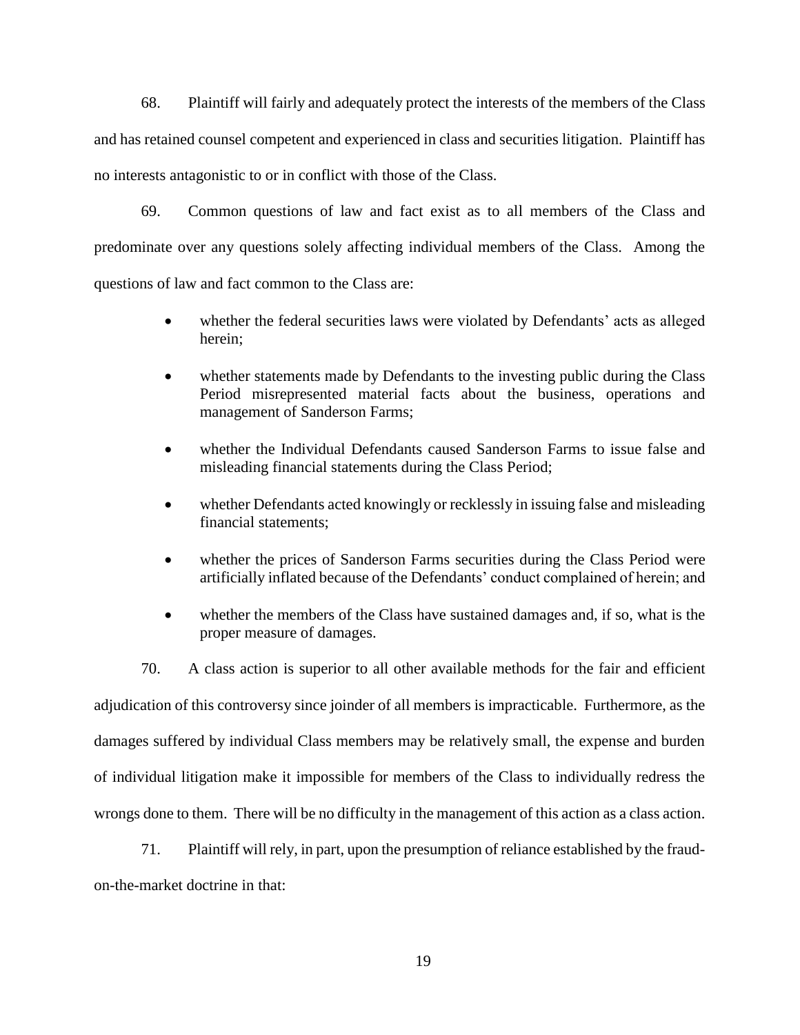68. Plaintiff will fairly and adequately protect the interests of the members of the Class and has retained counsel competent and experienced in class and securities litigation. Plaintiff has no interests antagonistic to or in conflict with those of the Class.

69. Common questions of law and fact exist as to all members of the Class and predominate over any questions solely affecting individual members of the Class. Among the questions of law and fact common to the Class are:

- whether the federal securities laws were violated by Defendants' acts as alleged herein;
- whether statements made by Defendants to the investing public during the Class Period misrepresented material facts about the business, operations and management of Sanderson Farms;
- whether the Individual Defendants caused Sanderson Farms to issue false and misleading financial statements during the Class Period;
- whether Defendants acted knowingly or recklessly in issuing false and misleading financial statements;
- whether the prices of Sanderson Farms securities during the Class Period were artificially inflated because of the Defendants' conduct complained of herein; and
- whether the members of the Class have sustained damages and, if so, what is the proper measure of damages.

70. A class action is superior to all other available methods for the fair and efficient adjudication of this controversy since joinder of all members is impracticable. Furthermore, as the damages suffered by individual Class members may be relatively small, the expense and burden of individual litigation make it impossible for members of the Class to individually redress the wrongs done to them. There will be no difficulty in the management of this action as a class action.

71. Plaintiff will rely, in part, upon the presumption of reliance established by the fraud-on-the-market doctrine in that: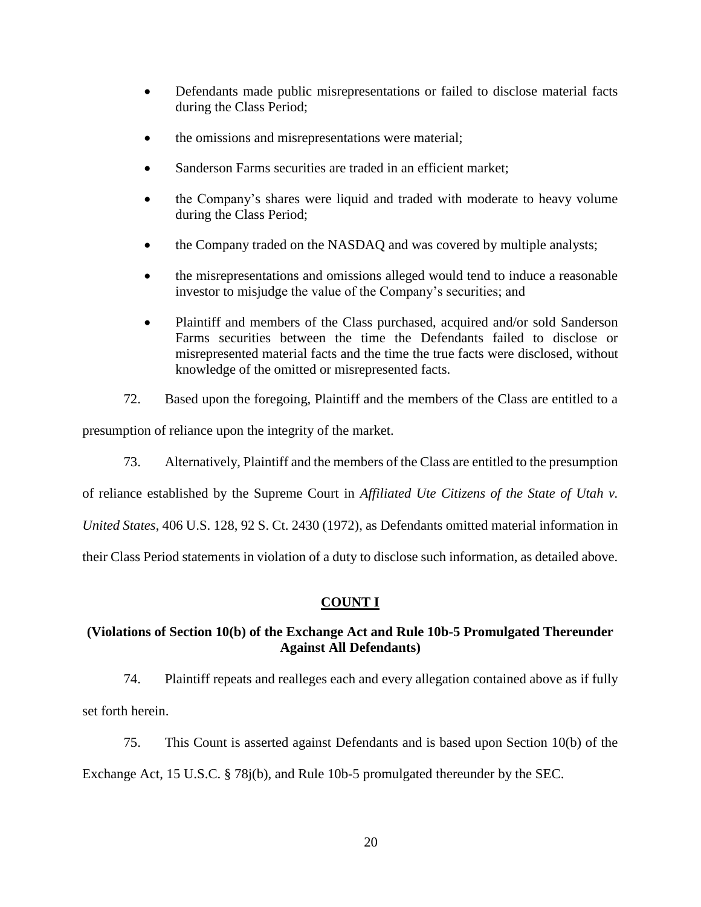- Defendants made public misrepresentations or failed to disclose material facts during the Class Period;
- the omissions and misrepresentations were material;
- Sanderson Farms securities are traded in an efficient market;
- the Company's shares were liquid and traded with moderate to heavy volume during the Class Period;
- the Company traded on the NASDAQ and was covered by multiple analysts;
- the misrepresentations and omissions alleged would tend to induce a reasonable investor to misjudge the value of the Company's securities; and
- Plaintiff and members of the Class purchased, acquired and/or sold Sanderson Farms securities between the time the Defendants failed to disclose or misrepresented material facts and the time the true facts were disclosed, without knowledge of the omitted or misrepresented facts.

72. Based upon the foregoing, Plaintiff and the members of the Class are entitled to a presumption of reliance upon the integrity of the market.

73. Alternatively, Plaintiff and the members of the Class are entitled to the presumption of reliance established by the Supreme Court in *Affiliated Ute Citizens of the State of Utah v. United States*, 406 U.S. 128, 92 S. Ct. 2430 (1972), as Defendants omitted material information in their Class Period statements in violation of a duty to disclose such information, as detailed above.

## COUNT I

### (Violations of Section 10(b) of the Exchange Act and Rule 10b-5 Promulgated Thereunder Against All Defendants)

74. Plaintiff repeats and realleges each and every allegation contained above as if fully set forth herein.

75. This Count is asserted against Defendants and is based upon Section 10(b) of the Exchange Act, 15 U.S.C. § 78j(b), and Rule 10b-5 promulgated thereunder by the SEC.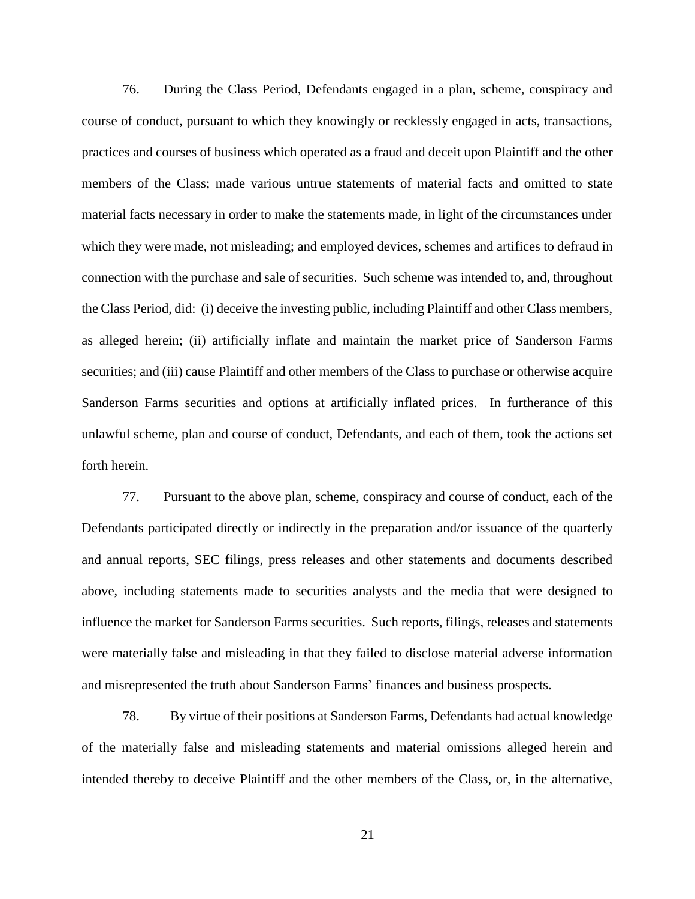76. During the Class Period, Defendants engaged in a plan, scheme, conspiracy and course of conduct, pursuant to which they knowingly or recklessly engaged in acts, transactions, practices and courses of business which operated as a fraud and deceit upon Plaintiff and the other members of the Class; made various untrue statements of material facts and omitted to state material facts necessary in order to make the statements made, in light of the circumstances under which they were made, not misleading; and employed devices, schemes and artifices to defraud in connection with the purchase and sale of securities. Such scheme was intended to, and, throughout the Class Period, did: (i) deceive the investing public, including Plaintiff and other Class members, as alleged herein; (ii) artificially inflate and maintain the market price of Sanderson Farms securities; and (iii) cause Plaintiff and other members of the Class to purchase or otherwise acquire Sanderson Farms securities and options at artificially inflated prices. In furtherance of this unlawful scheme, plan and course of conduct, Defendants, and each of them, took the actions set forth herein.

77. Pursuant to the above plan, scheme, conspiracy and course of conduct, each of the Defendants participated directly or indirectly in the preparation and/or issuance of the quarterly and annual reports, SEC filings, press releases and other statements and documents described above, including statements made to securities analysts and the media that were designed to influence the market for Sanderson Farms securities. Such reports, filings, releases and statements were materially false and misleading in that they failed to disclose material adverse information and misrepresented the truth about Sanderson Farms' finances and business prospects.

78. By virtue of their positions at Sanderson Farms, Defendants had actual knowledge of the materially false and misleading statements and material omissions alleged herein and intended thereby to deceive Plaintiff and the other members of the Class, or, in the alternative,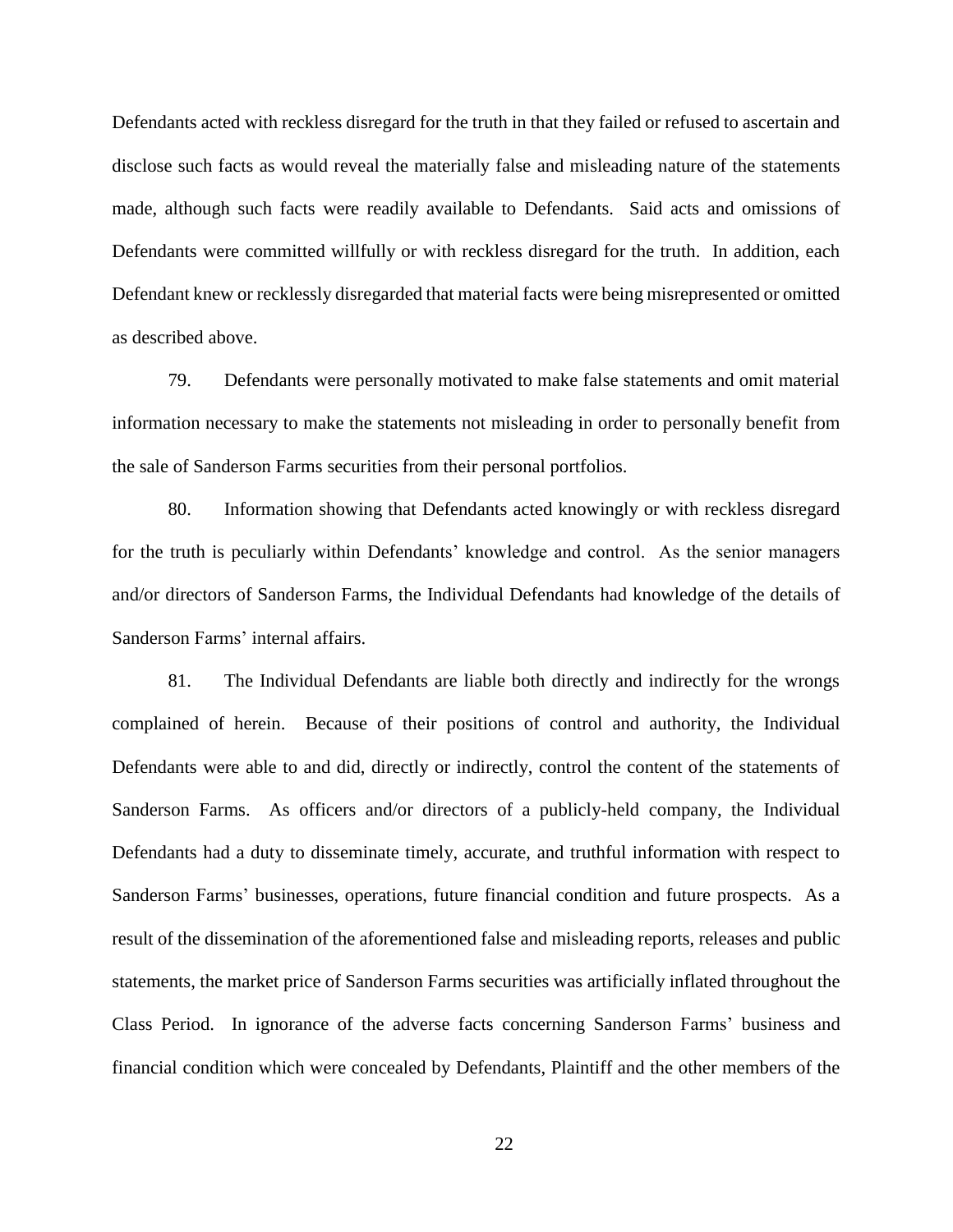Defendants acted with reckless disregard for the truth in that they failed or refused to ascertain and disclose such facts as would reveal the materially false and misleading nature of the statements made, although such facts were readily available to Defendants. Said acts and omissions of Defendants were committed willfully or with reckless disregard for the truth. In addition, each Defendant knew or recklessly disregarded that material facts were being misrepresented or omitted as described above.

79. Defendants were personally motivated to make false statements and omit material information necessary to make the statements not misleading in order to personally benefit from the sale of Sanderson Farms securities from their personal portfolios.

80. Information showing that Defendants acted knowingly or with reckless disregard for the truth is peculiarly within Defendants' knowledge and control. As the senior managers and/or directors of Sanderson Farms, the Individual Defendants had knowledge of the details of Sanderson Farms' internal affairs.

81. The Individual Defendants are liable both directly and indirectly for the wrongs complained of herein. Because of their positions of control and authority, the Individual Defendants were able to and did, directly or indirectly, control the content of the statements of Sanderson Farms. As officers and/or directors of a publicly-held company, the Individual Defendants had a duty to disseminate timely, accurate, and truthful information with respect to Sanderson Farms' businesses, operations, future financial condition and future prospects. As a result of the dissemination of the aforementioned false and misleading reports, releases and public statements, the market price of Sanderson Farms securities was artificially inflated throughout the Class Period. In ignorance of the adverse facts concerning Sanderson Farms' business and financial condition which were concealed by Defendants, Plaintiff and the other members of the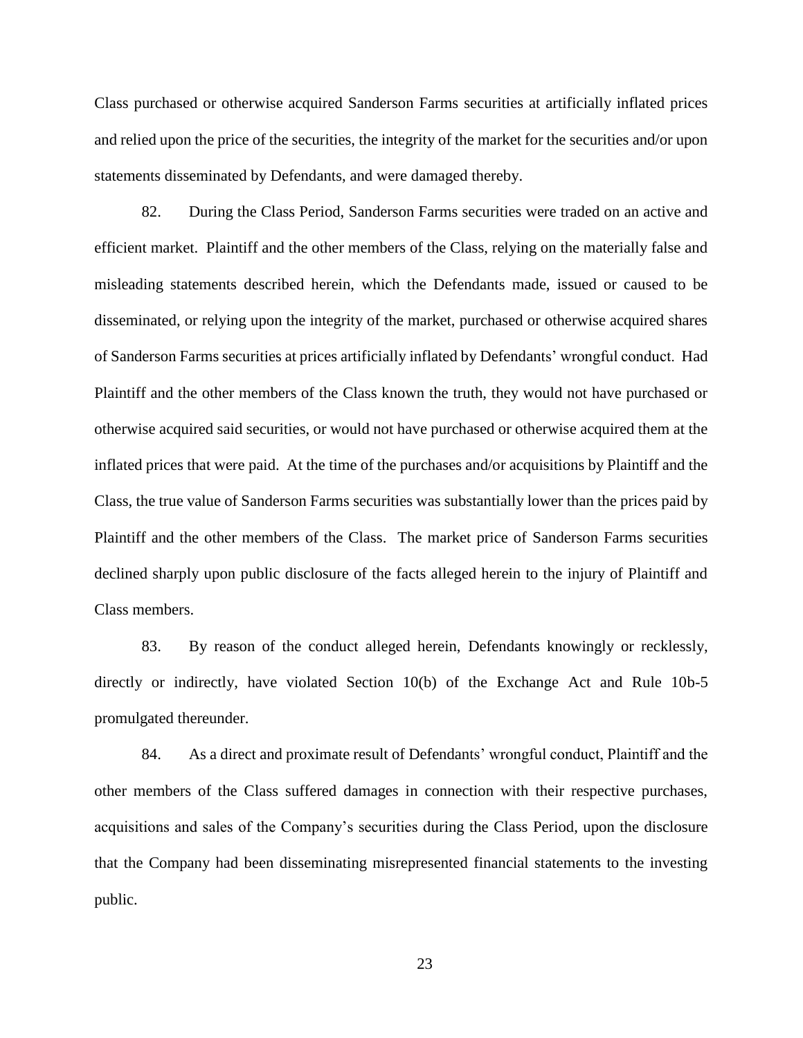Class purchased or otherwise acquired Sanderson Farms securities at artificially inflated prices and relied upon the price of the securities, the integrity of the market for the securities and/or upon statements disseminated by Defendants, and were damaged thereby.

82. During the Class Period, Sanderson Farms securities were traded on an active and efficient market. Plaintiff and the other members of the Class, relying on the materially false and misleading statements described herein, which the Defendants made, issued or caused to be disseminated, or relying upon the integrity of the market, purchased or otherwise acquired shares of Sanderson Farms securities at prices artificially inflated by Defendants' wrongful conduct. Had Plaintiff and the other members of the Class known the truth, they would not have purchased or otherwise acquired said securities, or would not have purchased or otherwise acquired them at the inflated prices that were paid. At the time of the purchases and/or acquisitions by Plaintiff and the Class, the true value of Sanderson Farms securities was substantially lower than the prices paid by Plaintiff and the other members of the Class. The market price of Sanderson Farms securities declined sharply upon public disclosure of the facts alleged herein to the injury of Plaintiff and Class members.

83. By reason of the conduct alleged herein, Defendants knowingly or recklessly, directly or indirectly, have violated Section 10(b) of the Exchange Act and Rule 10b-5 promulgated thereunder.

84. As a direct and proximate result of Defendants' wrongful conduct, Plaintiff and the other members of the Class suffered damages in connection with their respective purchases, acquisitions and sales of the Company's securities during the Class Period, upon the disclosure that the Company had been disseminating misrepresented financial statements to the investing public.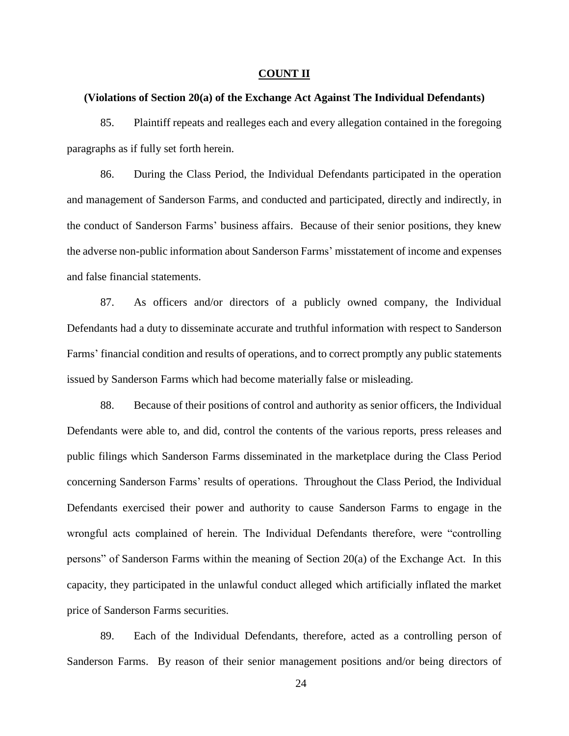## COUNT II

### (Violations of Section 20(a) of the Exchange Act Against The Individual Defendants)

85. Plaintiff repeats and realleges each and every allegation contained in the foregoing paragraphs as if fully set forth herein.

86. During the Class Period, the Individual Defendants participated in the operation and management of Sanderson Farms, and conducted and participated, directly and indirectly, in the conduct of Sanderson Farms' business affairs. Because of their senior positions, they knew the adverse non-public information about Sanderson Farms' misstatement of income and expenses and false financial statements.

87. As officers and/or directors of a publicly owned company, the Individual Defendants had a duty to disseminate accurate and truthful information with respect to Sanderson Farms' financial condition and results of operations, and to correct promptly any public statements issued by Sanderson Farms which had become materially false or misleading.

88. Because of their positions of control and authority as senior officers, the Individual Defendants were able to, and did, control the contents of the various reports, press releases and public filings which Sanderson Farms disseminated in the marketplace during the Class Period concerning Sanderson Farms' results of operations. Throughout the Class Period, the Individual Defendants exercised their power and authority to cause Sanderson Farms to engage in the wrongful acts complained of herein. The Individual Defendants therefore, were "controlling persons" of Sanderson Farms within the meaning of Section 20(a) of the Exchange Act. In this capacity, they participated in the unlawful conduct alleged which artificially inflated the market price of Sanderson Farms securities.

89. Each of the Individual Defendants, therefore, acted as a controlling person of Sanderson Farms. By reason of their senior management positions and/or being directors of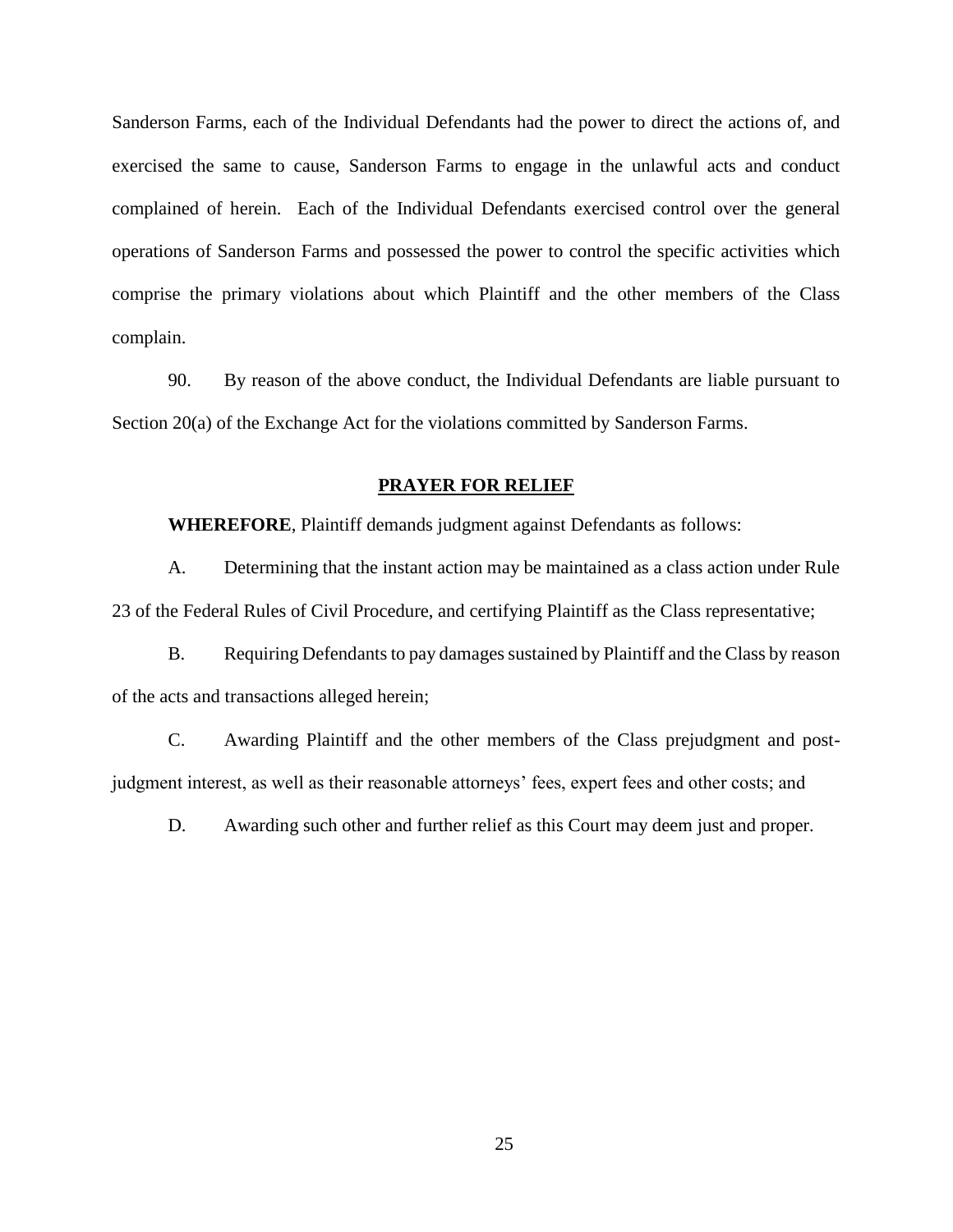Sanderson Farms, each of the Individual Defendants had the power to direct the actions of, and exercised the same to cause, Sanderson Farms to engage in the unlawful acts and conduct complained of herein. Each of the Individual Defendants exercised control over the general operations of Sanderson Farms and possessed the power to control the specific activities which comprise the primary violations about which Plaintiff and the other members of the Class complain.

90. By reason of the above conduct, the Individual Defendants are liable pursuant to Section 20(a) of the Exchange Act for the violations committed by Sanderson Farms.

## PRAYER FOR RELIEF

**WHEREFORE**, Plaintiff demands judgment against Defendants as follows:

A. Determining that the instant action may be maintained as a class action under Rule 23 of the Federal Rules of Civil Procedure, and certifying Plaintiff as the Class representative;

B. Requiring Defendants to pay damages sustained by Plaintiff and the Class by reason of the acts and transactions alleged herein;

C. Awarding Plaintiff and the other members of the Class prejudgment and post-judgment interest, as well as their reasonable attorneys' fees, expert fees and other costs; and

D. Awarding such other and further relief as this Court may deem just and proper.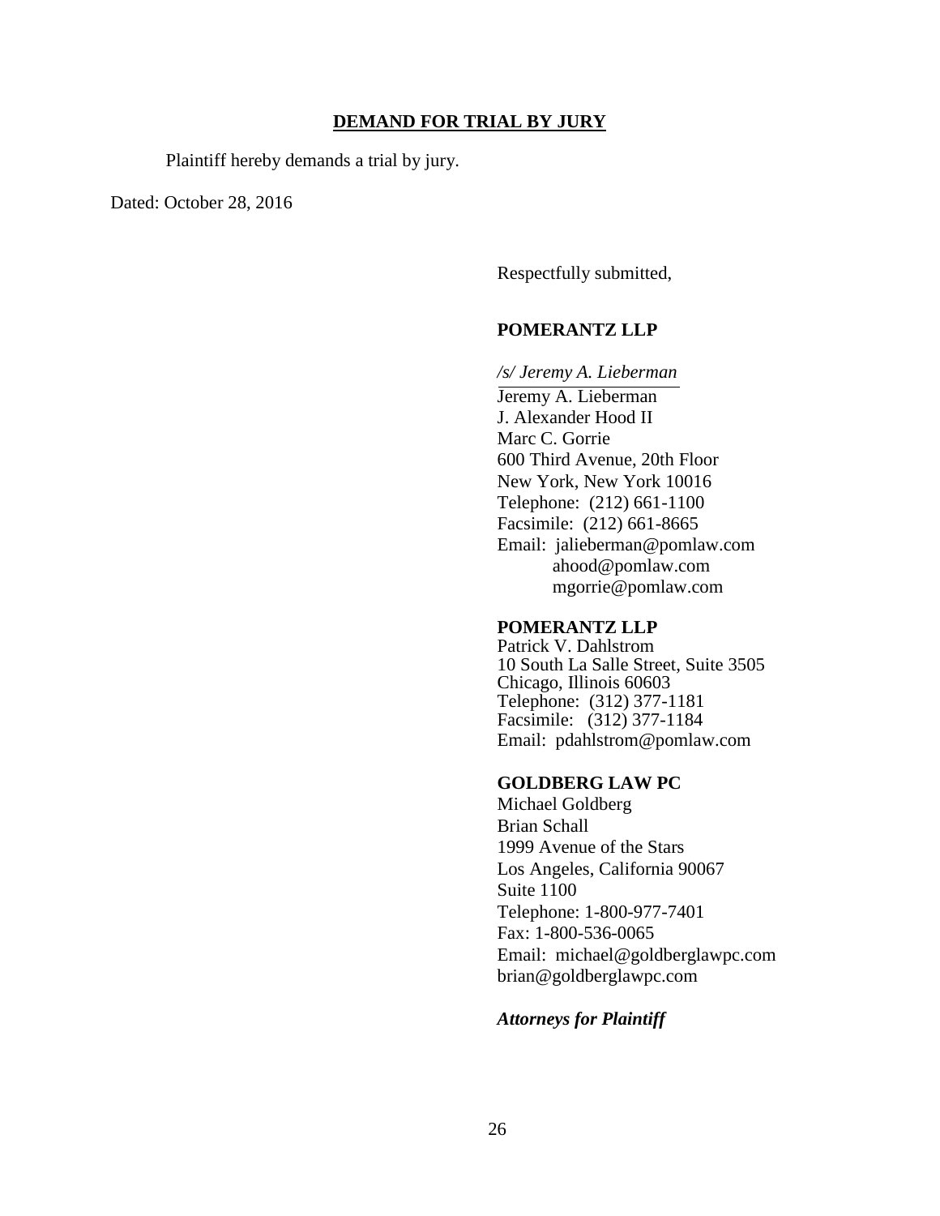## DEMAND FOR TRIAL BY JURY

Plaintiff hereby demands a trial by jury.

Dated: October 28, 2016

Respectfully submitted,

**POMERANTZ LLP**

*/s/ Jeremy A. Lieberman*
Jeremy A. Lieberman
J. Alexander Hood II
Marc C. Gorrie
600 Third Avenue, 20th Floor
New York, New York 10016
Telephone: (212) 661-1100
Facsimile: (212) 661-8665
Email: jalieberman@pomlaw.com
ahood@pomlaw.com
mgorrie@pomlaw.com

**POMERANTZ LLP**
Patrick V. Dahlstrom
10 South La Salle Street, Suite 3505
Chicago, Illinois 60603
Telephone: (312) 377-1181
Facsimile: (312) 377-1184
Email: pdahlstrom@pomlaw.com

**GOLDBERG LAW PC**
Michael Goldberg
Brian Schall
1999 Avenue of the Stars
Los Angeles, California 90067
Suite 1100
Telephone: 1-800-977-7401
Fax: 1-800-536-0065
Email: michael@goldberglawpc.com
brian@goldberglawpc.com

***Attorneys for Plaintiff***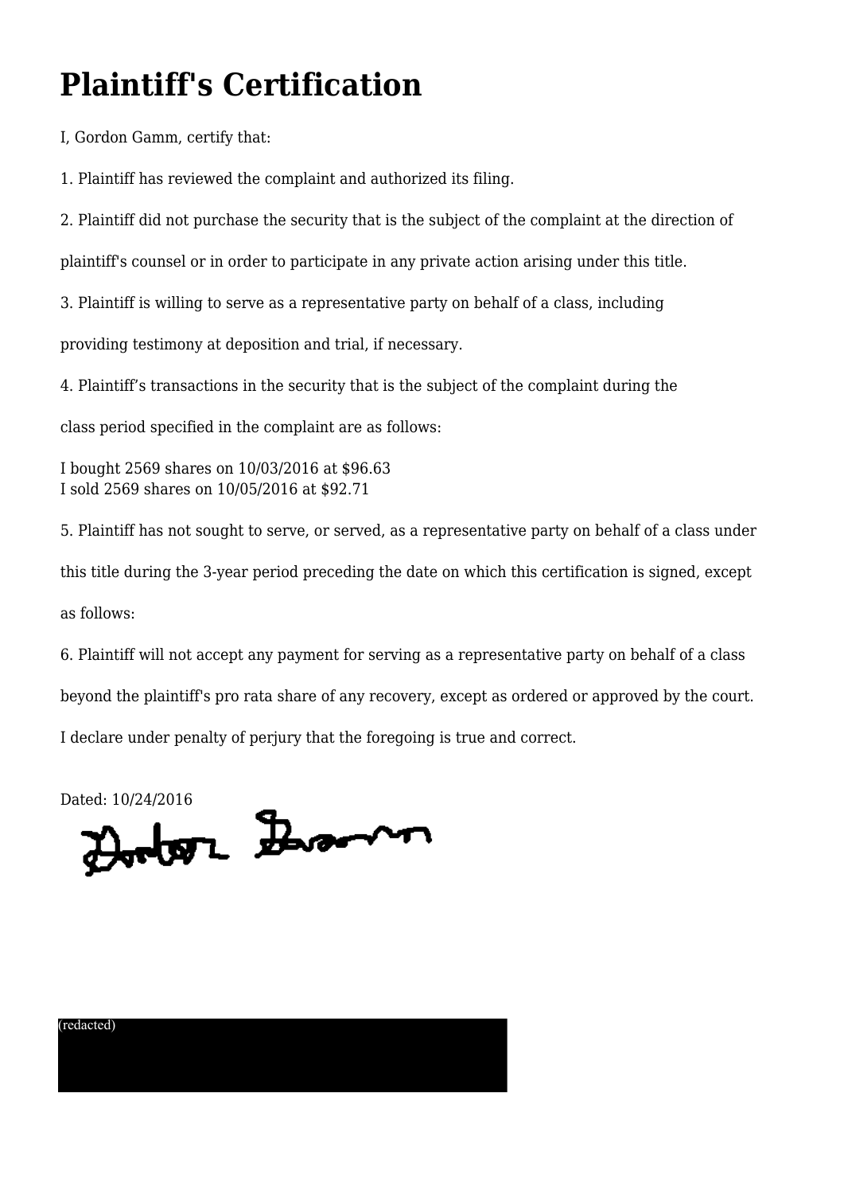# Plaintiff's Certification

I, Gordon Gamm, certify that:

1. Plaintiff has reviewed the complaint and authorized its filing.

2. Plaintiff did not purchase the security that is the subject of the complaint at the direction of plaintiff's counsel or in order to participate in any private action arising under this title.

3. Plaintiff is willing to serve as a representative party on behalf of a class, including providing testimony at deposition and trial, if necessary.

4. Plaintiff's transactions in the security that is the subject of the complaint during the class period specified in the complaint are as follows:

I bought 2569 shares on 10/03/2016 at $96.63
I sold 2569 shares on 10/05/2016 at $92.71

5. Plaintiff has not sought to serve, or served, as a representative party on behalf of a class under this title during the 3-year period preceding the date on which this certification is signed, except as follows:

6. Plaintiff will not accept any payment for serving as a representative party on behalf of a class beyond the plaintiff's pro rata share of any recovery, except as ordered or approved by the court.

I declare under penalty of perjury that the foregoing is true and correct.

Dated: 10/24/2016

(redacted)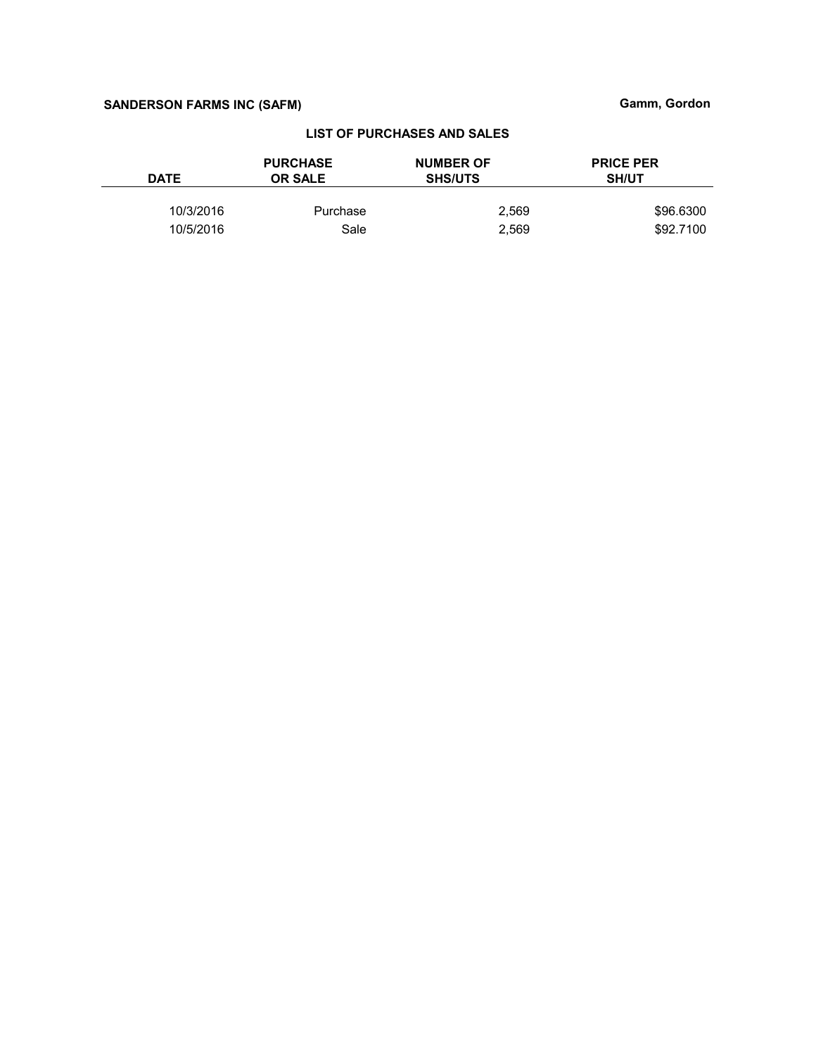**SANDERSON FARMS INC (SAFM)** **Gamm, Gordon**

## LIST OF PURCHASES AND SALES

| DATE | PURCHASE OR SALE | NUMBER OF SHS/UTS | PRICE PER SH/UT |
|---|---|---|---|
| 10/3/2016 | Purchase | 2,569 | $96.6300 |
| 10/5/2016 | Sale | 2,569 | $92.7100 |